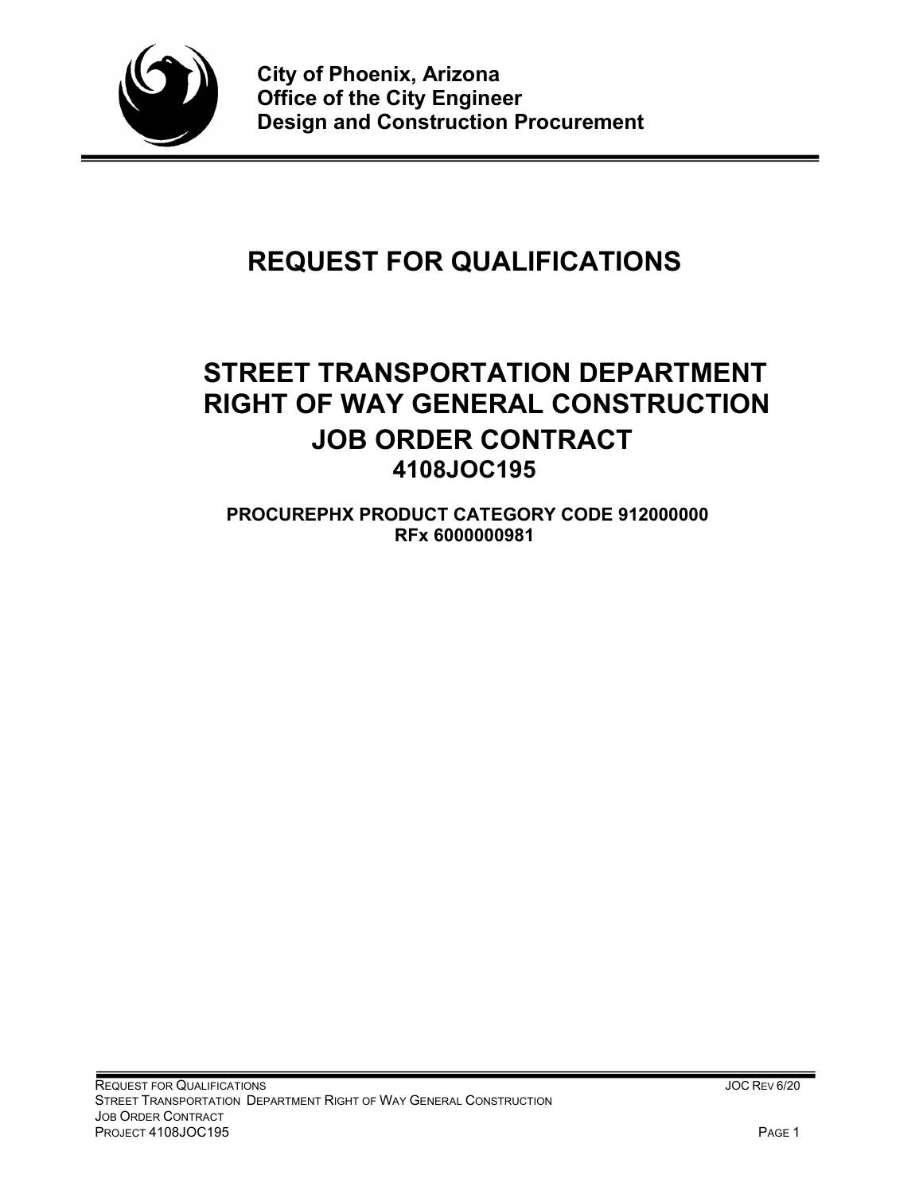**City of Phoenix, Arizona**
**Office of the City Engineer**
**Design and Construction Procurement**

# REQUEST FOR QUALIFICATIONS

# STREET TRANSPORTATION DEPARTMENT RIGHT OF WAY GENERAL CONSTRUCTION JOB ORDER CONTRACT

## 4108JOC195

**PROCUREPHX PRODUCT CATEGORY CODE 912000000**
**RFx 6000000981**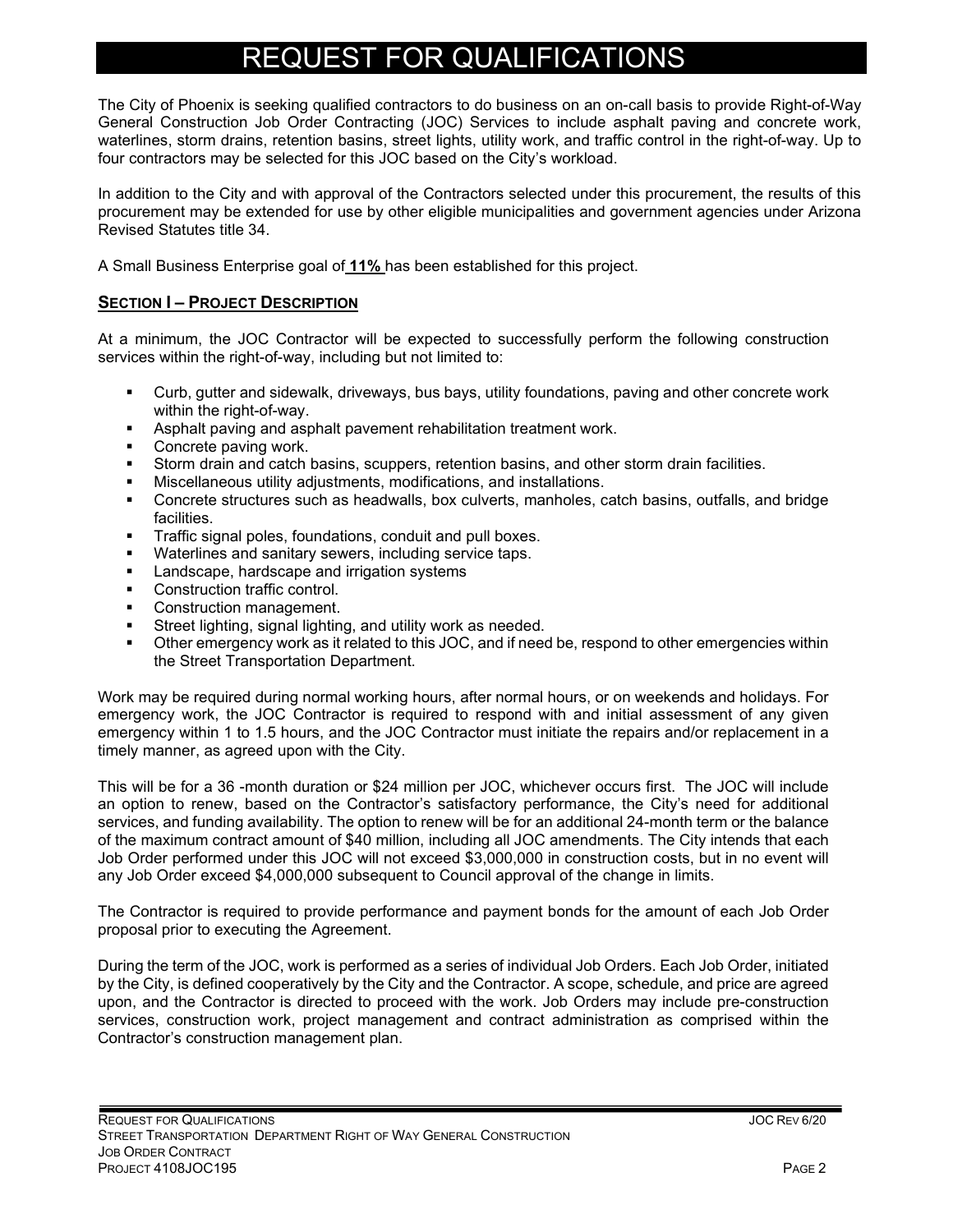# REQUEST FOR QUALIFICATIONS

The City of Phoenix is seeking qualified contractors to do business on an on-call basis to provide Right-of-Way General Construction Job Order Contracting (JOC) Services to include asphalt paving and concrete work, waterlines, storm drains, retention basins, street lights, utility work, and traffic control in the right-of-way. Up to four contractors may be selected for this JOC based on the City's workload.

In addition to the City and with approval of the Contractors selected under this procurement, the results of this procurement may be extended for use by other eligible municipalities and government agencies under Arizona Revised Statutes title 34.

A Small Business Enterprise goal of **11%** has been established for this project.

## SECTION I – PROJECT DESCRIPTION

At a minimum, the JOC Contractor will be expected to successfully perform the following construction services within the right-of-way, including but not limited to:

- Curb, gutter and sidewalk, driveways, bus bays, utility foundations, paving and other concrete work within the right-of-way.
- Asphalt paving and asphalt pavement rehabilitation treatment work.
- Concrete paving work.
- Storm drain and catch basins, scuppers, retention basins, and other storm drain facilities.
- Miscellaneous utility adjustments, modifications, and installations.
- Concrete structures such as headwalls, box culverts, manholes, catch basins, outfalls, and bridge facilities.
- Traffic signal poles, foundations, conduit and pull boxes.
- Waterlines and sanitary sewers, including service taps.
- Landscape, hardscape and irrigation systems
- Construction traffic control.
- Construction management.
- Street lighting, signal lighting, and utility work as needed.
- Other emergency work as it related to this JOC, and if need be, respond to other emergencies within the Street Transportation Department.

Work may be required during normal working hours, after normal hours, or on weekends and holidays. For emergency work, the JOC Contractor is required to respond with and initial assessment of any given emergency within 1 to 1.5 hours, and the JOC Contractor must initiate the repairs and/or replacement in a timely manner, as agreed upon with the City.

This will be for a 36 -month duration or $24 million per JOC, whichever occurs first. The JOC will include an option to renew, based on the Contractor's satisfactory performance, the City's need for additional services, and funding availability. The option to renew will be for an additional 24-month term or the balance of the maximum contract amount of $40 million, including all JOC amendments. The City intends that each Job Order performed under this JOC will not exceed $3,000,000 in construction costs, but in no event will any Job Order exceed $4,000,000 subsequent to Council approval of the change in limits.

The Contractor is required to provide performance and payment bonds for the amount of each Job Order proposal prior to executing the Agreement.

During the term of the JOC, work is performed as a series of individual Job Orders. Each Job Order, initiated by the City, is defined cooperatively by the City and the Contractor. A scope, schedule, and price are agreed upon, and the Contractor is directed to proceed with the work. Job Orders may include pre-construction services, construction work, project management and contract administration as comprised within the Contractor's construction management plan.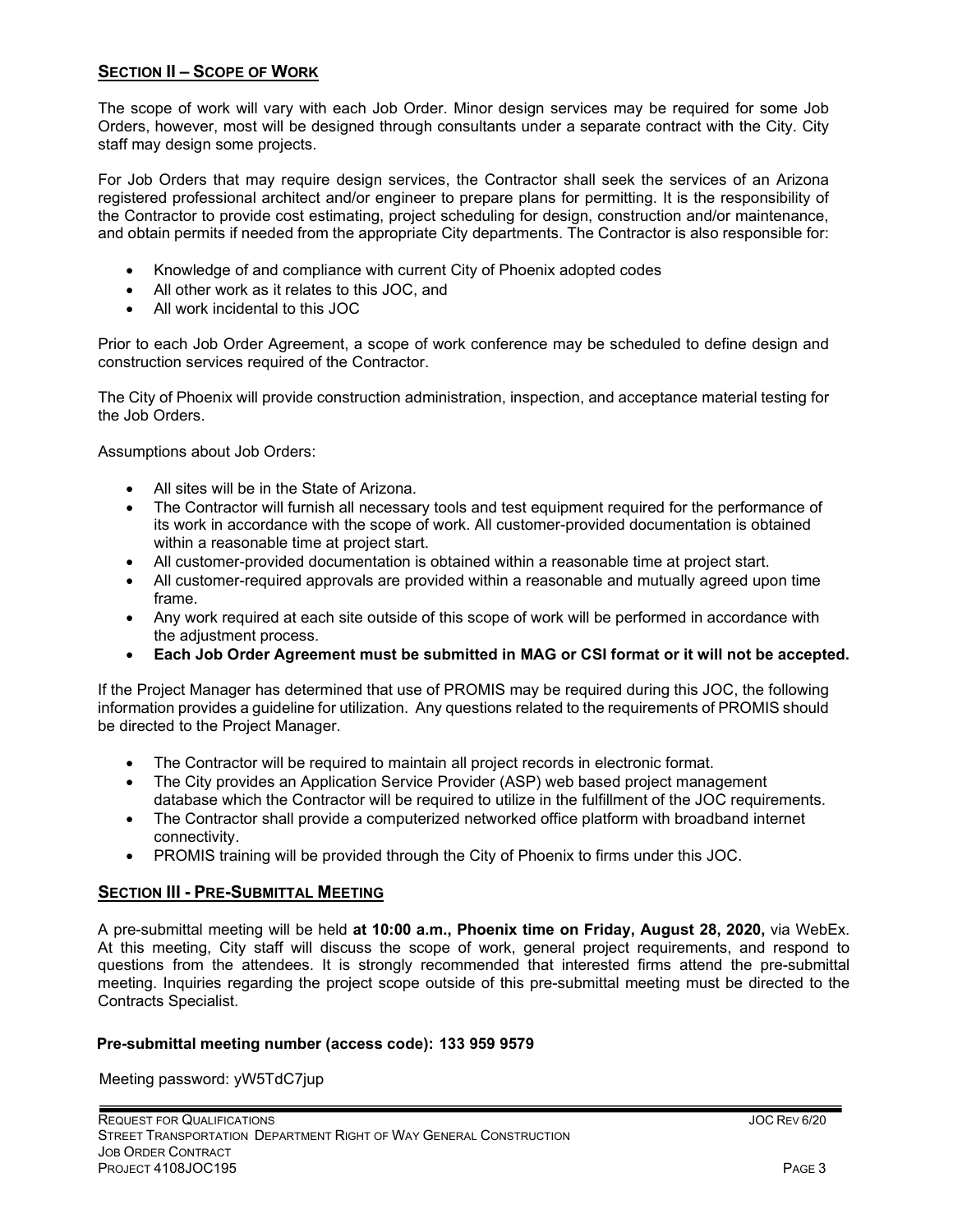## SECTION II – SCOPE OF WORK

The scope of work will vary with each Job Order. Minor design services may be required for some Job Orders, however, most will be designed through consultants under a separate contract with the City. City staff may design some projects.

For Job Orders that may require design services, the Contractor shall seek the services of an Arizona registered professional architect and/or engineer to prepare plans for permitting. It is the responsibility of the Contractor to provide cost estimating, project scheduling for design, construction and/or maintenance, and obtain permits if needed from the appropriate City departments. The Contractor is also responsible for:

- Knowledge of and compliance with current City of Phoenix adopted codes
- All other work as it relates to this JOC, and
- All work incidental to this JOC

Prior to each Job Order Agreement, a scope of work conference may be scheduled to define design and construction services required of the Contractor.

The City of Phoenix will provide construction administration, inspection, and acceptance material testing for the Job Orders.

Assumptions about Job Orders:

- All sites will be in the State of Arizona.
- The Contractor will furnish all necessary tools and test equipment required for the performance of its work in accordance with the scope of work. All customer-provided documentation is obtained within a reasonable time at project start.
- All customer-provided documentation is obtained within a reasonable time at project start.
- All customer-required approvals are provided within a reasonable and mutually agreed upon time frame.
- Any work required at each site outside of this scope of work will be performed in accordance with the adjustment process.
- **Each Job Order Agreement must be submitted in MAG or CSI format or it will not be accepted.**

If the Project Manager has determined that use of PROMIS may be required during this JOC, the following information provides a guideline for utilization. Any questions related to the requirements of PROMIS should be directed to the Project Manager.

- The Contractor will be required to maintain all project records in electronic format.
- The City provides an Application Service Provider (ASP) web based project management database which the Contractor will be required to utilize in the fulfillment of the JOC requirements.
- The Contractor shall provide a computerized networked office platform with broadband internet connectivity.
- PROMIS training will be provided through the City of Phoenix to firms under this JOC.

## SECTION III - PRE-SUBMITTAL MEETING

A pre-submittal meeting will be held **at 10:00 a.m., Phoenix time on Friday, August 28, 2020,** via WebEx. At this meeting, City staff will discuss the scope of work, general project requirements, and respond to questions from the attendees. It is strongly recommended that interested firms attend the pre-submittal meeting. Inquiries regarding the project scope outside of this pre-submittal meeting must be directed to the Contracts Specialist.

**Pre-submittal meeting number (access code): 133 959 9579**

Meeting password: yW5TdC7jup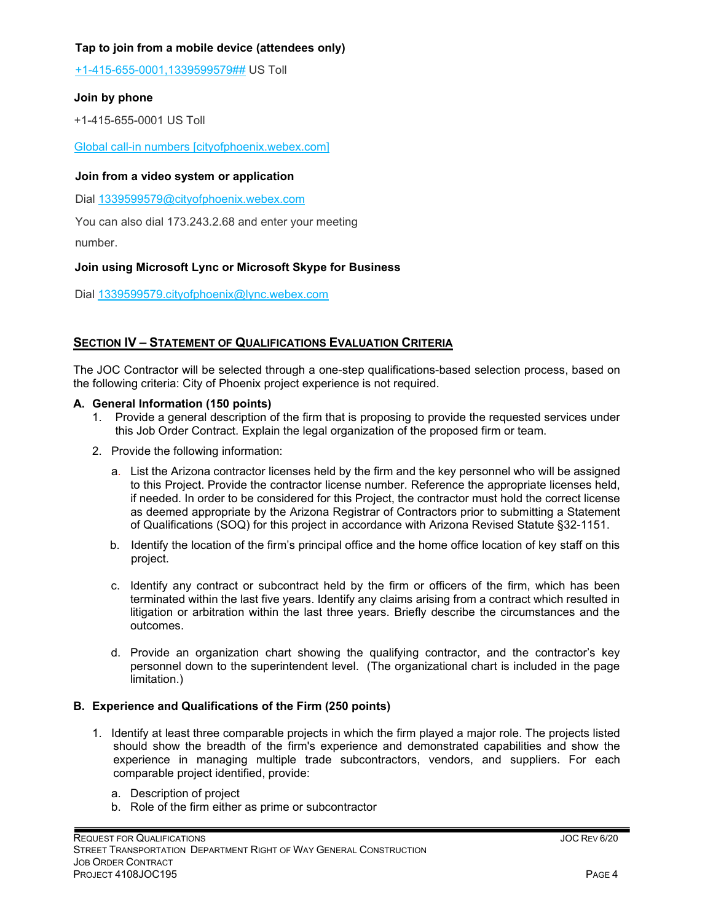**Tap to join from a mobile device (attendees only)**

+1-415-655-0001,1339599579## US Toll

**Join by phone**

+1-415-655-0001 US Toll

Global call-in numbers [cityofphoenix.webex.com]

**Join from a video system or application**

Dial 1339599579@cityofphoenix.webex.com

You can also dial 173.243.2.68 and enter your meeting number.

**Join using Microsoft Lync or Microsoft Skype for Business**

Dial 1339599579.cityofphoenix@lync.webex.com

## SECTION IV – STATEMENT OF QUALIFICATIONS EVALUATION CRITERIA

The JOC Contractor will be selected through a one-step qualifications-based selection process, based on the following criteria: City of Phoenix project experience is not required.

**A. General Information (150 points)**

1. Provide a general description of the firm that is proposing to provide the requested services under this Job Order Contract. Explain the legal organization of the proposed firm or team.
2. Provide the following information:
   a. List the Arizona contractor licenses held by the firm and the key personnel who will be assigned to this Project. Provide the contractor license number. Reference the appropriate licenses held, if needed. In order to be considered for this Project, the contractor must hold the correct license as deemed appropriate by the Arizona Registrar of Contractors prior to submitting a Statement of Qualifications (SOQ) for this project in accordance with Arizona Revised Statute §32-1151.

   b. Identify the location of the firm's principal office and the home office location of key staff on this project.

   c. Identify any contract or subcontract held by the firm or officers of the firm, which has been terminated within the last five years. Identify any claims arising from a contract which resulted in litigation or arbitration within the last three years. Briefly describe the circumstances and the outcomes.

   d. Provide an organization chart showing the qualifying contractor, and the contractor's key personnel down to the superintendent level. (The organizational chart is included in the page limitation.)

**B. Experience and Qualifications of the Firm (250 points)**

1. Identify at least three comparable projects in which the firm played a major role. The projects listed should show the breadth of the firm's experience and demonstrated capabilities and show the experience in managing multiple trade subcontractors, vendors, and suppliers. For each comparable project identified, provide:
   a. Description of project
   b. Role of the firm either as prime or subcontractor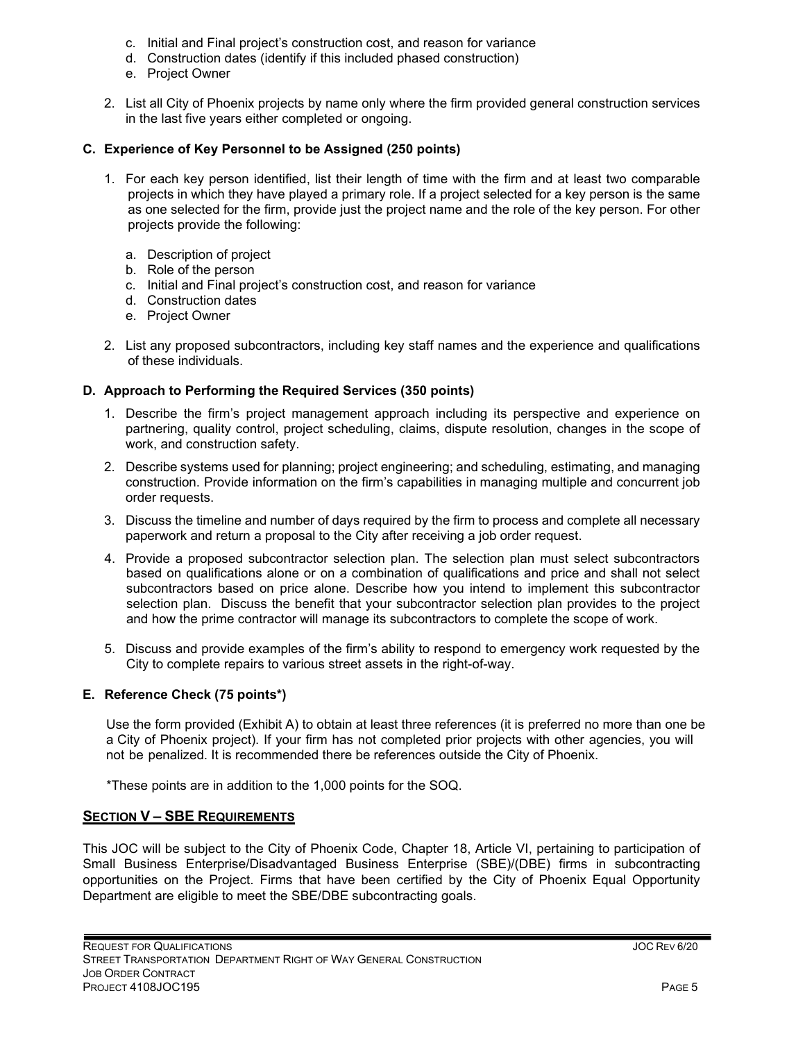c. Initial and Final project's construction cost, and reason for variance
   d. Construction dates (identify if this included phased construction)
   e. Project Owner

2. List all City of Phoenix projects by name only where the firm provided general construction services in the last five years either completed or ongoing.

### C. Experience of Key Personnel to be Assigned (250 points)

1. For each key person identified, list their length of time with the firm and at least two comparable projects in which they have played a primary role. If a project selected for a key person is the same as one selected for the firm, provide just the project name and the role of the key person. For other projects provide the following:

   a. Description of project
   b. Role of the person
   c. Initial and Final project's construction cost, and reason for variance
   d. Construction dates
   e. Project Owner

2. List any proposed subcontractors, including key staff names and the experience and qualifications of these individuals.

### D. Approach to Performing the Required Services (350 points)

1. Describe the firm's project management approach including its perspective and experience on partnering, quality control, project scheduling, claims, dispute resolution, changes in the scope of work, and construction safety.

2. Describe systems used for planning; project engineering; and scheduling, estimating, and managing construction. Provide information on the firm's capabilities in managing multiple and concurrent job order requests.

3. Discuss the timeline and number of days required by the firm to process and complete all necessary paperwork and return a proposal to the City after receiving a job order request.

4. Provide a proposed subcontractor selection plan. The selection plan must select subcontractors based on qualifications alone or on a combination of qualifications and price and shall not select subcontractors based on price alone. Describe how you intend to implement this subcontractor selection plan. Discuss the benefit that your subcontractor selection plan provides to the project and how the prime contractor will manage its subcontractors to complete the scope of work.

5. Discuss and provide examples of the firm's ability to respond to emergency work requested by the City to complete repairs to various street assets in the right-of-way.

### E. Reference Check (75 points*)

Use the form provided (Exhibit A) to obtain at least three references (it is preferred no more than one be a City of Phoenix project). If your firm has not completed prior projects with other agencies, you will not be penalized. It is recommended there be references outside the City of Phoenix.

*These points are in addition to the 1,000 points for the SOQ.

## SECTION V – SBE REQUIREMENTS

This JOC will be subject to the City of Phoenix Code, Chapter 18, Article VI, pertaining to participation of Small Business Enterprise/Disadvantaged Business Enterprise (SBE)/(DBE) firms in subcontracting opportunities on the Project. Firms that have been certified by the City of Phoenix Equal Opportunity Department are eligible to meet the SBE/DBE subcontracting goals.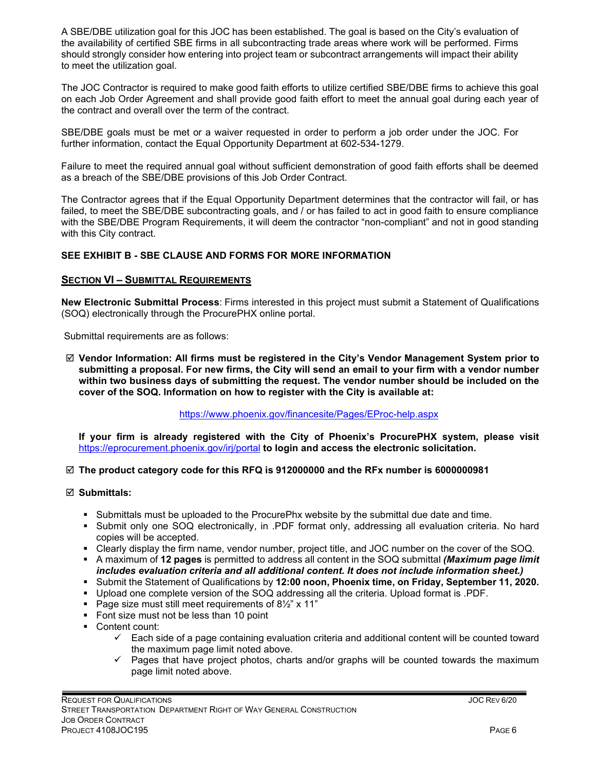A SBE/DBE utilization goal for this JOC has been established. The goal is based on the City's evaluation of the availability of certified SBE firms in all subcontracting trade areas where work will be performed. Firms should strongly consider how entering into project team or subcontract arrangements will impact their ability to meet the utilization goal.

The JOC Contractor is required to make good faith efforts to utilize certified SBE/DBE firms to achieve this goal on each Job Order Agreement and shall provide good faith effort to meet the annual goal during each year of the contract and overall over the term of the contract.

SBE/DBE goals must be met or a waiver requested in order to perform a job order under the JOC. For further information, contact the Equal Opportunity Department at 602-534-1279.

Failure to meet the required annual goal without sufficient demonstration of good faith efforts shall be deemed as a breach of the SBE/DBE provisions of this Job Order Contract.

The Contractor agrees that if the Equal Opportunity Department determines that the contractor will fail, or has failed, to meet the SBE/DBE subcontracting goals, and / or has failed to act in good faith to ensure compliance with the SBE/DBE Program Requirements, it will deem the contractor "non-compliant" and not in good standing with this City contract.

**SEE EXHIBIT B - SBE CLAUSE AND FORMS FOR MORE INFORMATION**

## SECTION VI – SUBMITTAL REQUIREMENTS

**New Electronic Submittal Process**: Firms interested in this project must submit a Statement of Qualifications (SOQ) electronically through the ProcurePHX online portal.

Submittal requirements are as follows:

☑ **Vendor Information: All firms must be registered in the City's Vendor Management System prior to submitting a proposal. For new firms, the City will send an email to your firm with a vendor number within two business days of submitting the request. The vendor number should be included on the cover of the SOQ. Information on how to register with the City is available at:**

https://www.phoenix.gov/financesite/Pages/EProc-help.aspx

**If your firm is already registered with the City of Phoenix's ProcurePHX system, please visit** https://eprocurement.phoenix.gov/irj/portal **to login and access the electronic solicitation.**

☑ **The product category code for this RFQ is 912000000 and the RFx number is 6000000981**

☑ **Submittals:**

- Submittals must be uploaded to the ProcurePhx website by the submittal due date and time.
- Submit only one SOQ electronically, in .PDF format only, addressing all evaluation criteria. No hard copies will be accepted.
- Clearly display the firm name, vendor number, project title, and JOC number on the cover of the SOQ.
- A maximum of **12 pages** is permitted to address all content in the SOQ submittal ***(Maximum page limit includes evaluation criteria and all additional content. It does not include information sheet.)***
- Submit the Statement of Qualifications by **12:00 noon, Phoenix time, on Friday, September 11, 2020.**
- Upload one complete version of the SOQ addressing all the criteria. Upload format is .PDF.
- Page size must still meet requirements of 8½" x 11"
- Font size must not be less than 10 point
- Content count:
  - ✓ Each side of a page containing evaluation criteria and additional content will be counted toward the maximum page limit noted above.
  - ✓ Pages that have project photos, charts and/or graphs will be counted towards the maximum page limit noted above.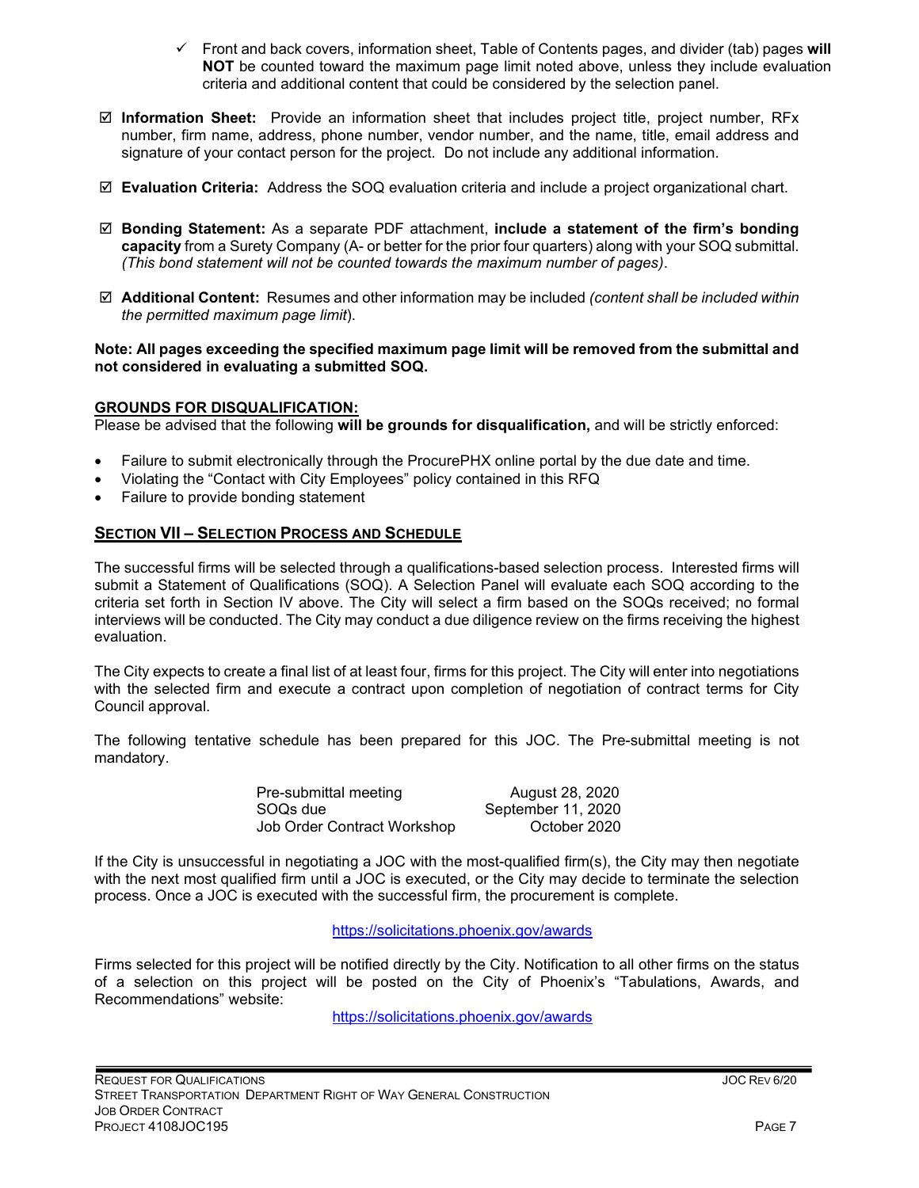- ✓ Front and back covers, information sheet, Table of Contents pages, and divider (tab) pages **will NOT** be counted toward the maximum page limit noted above, unless they include evaluation criteria and additional content that could be considered by the selection panel.

- ☑ **Information Sheet:** Provide an information sheet that includes project title, project number, RFx number, firm name, address, phone number, vendor number, and the name, title, email address and signature of your contact person for the project. Do not include any additional information.

- ☑ **Evaluation Criteria:** Address the SOQ evaluation criteria and include a project organizational chart.

- ☑ **Bonding Statement:** As a separate PDF attachment, **include a statement of the firm's bonding capacity** from a Surety Company (A- or better for the prior four quarters) along with your SOQ submittal. *(This bond statement will not be counted towards the maximum number of pages)*.

- ☑ **Additional Content:** Resumes and other information may be included *(content shall be included within the permitted maximum page limit)*.

**Note: All pages exceeding the specified maximum page limit will be removed from the submittal and not considered in evaluating a submitted SOQ.**

**GROUNDS FOR DISQUALIFICATION:**

Please be advised that the following **will be grounds for disqualification,** and will be strictly enforced:

- Failure to submit electronically through the ProcurePHX online portal by the due date and time.
- Violating the "Contact with City Employees" policy contained in this RFQ
- Failure to provide bonding statement

## SECTION VII – SELECTION PROCESS AND SCHEDULE

The successful firms will be selected through a qualifications-based selection process. Interested firms will submit a Statement of Qualifications (SOQ). A Selection Panel will evaluate each SOQ according to the criteria set forth in Section IV above. The City will select a firm based on the SOQs received; no formal interviews will be conducted. The City may conduct a due diligence review on the firms receiving the highest evaluation.

The City expects to create a final list of at least four, firms for this project. The City will enter into negotiations with the selected firm and execute a contract upon completion of negotiation of contract terms for City Council approval.

The following tentative schedule has been prepared for this JOC. The Pre-submittal meeting is not mandatory.

| | |
|---|---|
| Pre-submittal meeting | August 28, 2020 |
| SOQs due | September 11, 2020 |
| Job Order Contract Workshop | October 2020 |

If the City is unsuccessful in negotiating a JOC with the most-qualified firm(s), the City may then negotiate with the next most qualified firm until a JOC is executed, or the City may decide to terminate the selection process. Once a JOC is executed with the successful firm, the procurement is complete.

https://solicitations.phoenix.gov/awards

Firms selected for this project will be notified directly by the City. Notification to all other firms on the status of a selection on this project will be posted on the City of Phoenix's "Tabulations, Awards, and Recommendations" website:

https://solicitations.phoenix.gov/awards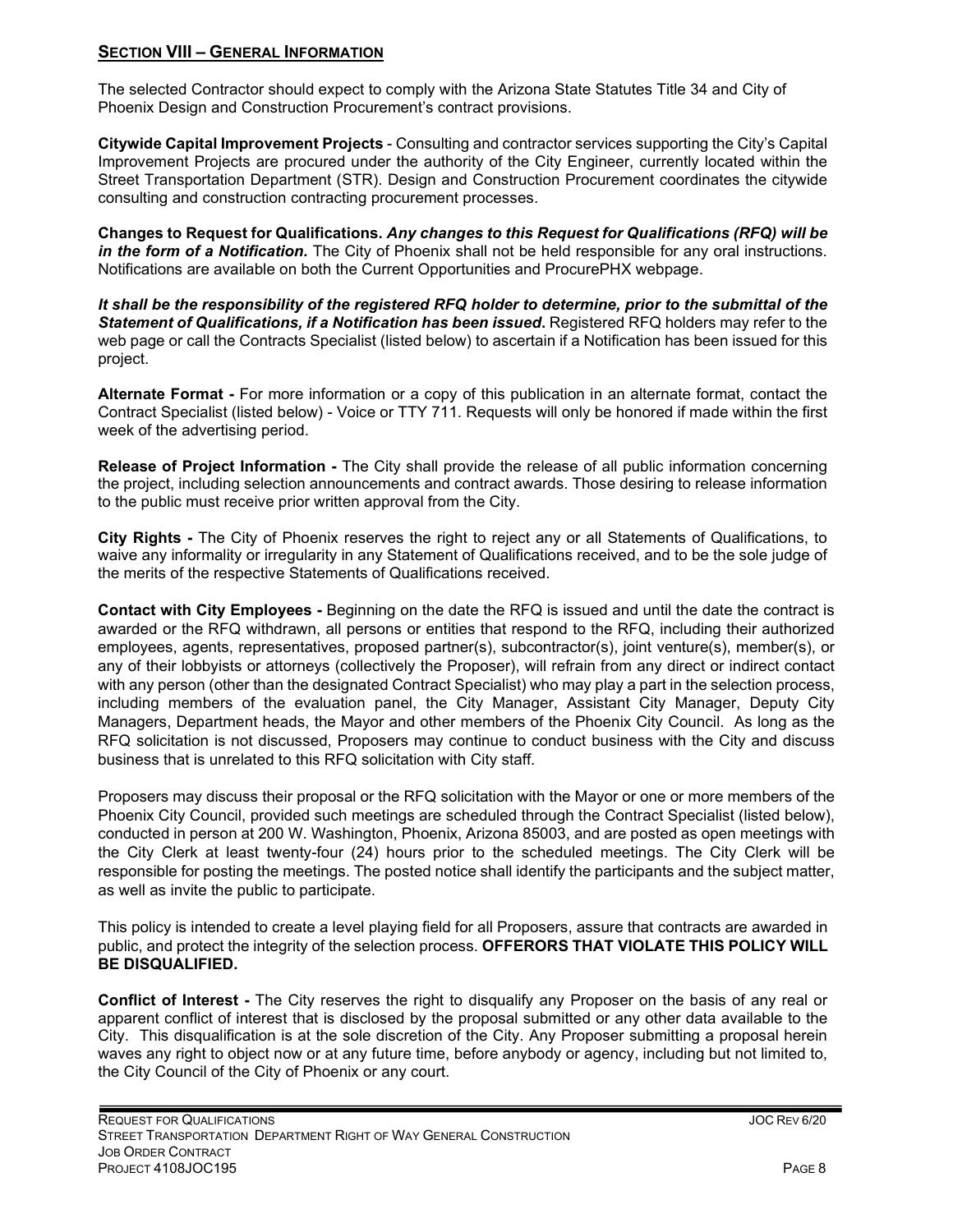## **SECTION VIII – GENERAL INFORMATION**

The selected Contractor should expect to comply with the Arizona State Statutes Title 34 and City of Phoenix Design and Construction Procurement's contract provisions.

**Citywide Capital Improvement Projects** - Consulting and contractor services supporting the City's Capital Improvement Projects are procured under the authority of the City Engineer, currently located within the Street Transportation Department (STR). Design and Construction Procurement coordinates the citywide consulting and construction contracting procurement processes.

**Changes to Request for Qualifications.** ***Any changes to this Request for Qualifications (RFQ) will be in the form of a Notification.*** The City of Phoenix shall not be held responsible for any oral instructions. Notifications are available on both the Current Opportunities and ProcurePHX webpage.

***It shall be the responsibility of the registered RFQ holder to determine, prior to the submittal of the Statement of Qualifications, if a Notification has been issued*****.** Registered RFQ holders may refer to the web page or call the Contracts Specialist (listed below) to ascertain if a Notification has been issued for this project.

**Alternate Format -** For more information or a copy of this publication in an alternate format, contact the Contract Specialist (listed below) - Voice or TTY 711. Requests will only be honored if made within the first week of the advertising period.

**Release of Project Information -** The City shall provide the release of all public information concerning the project, including selection announcements and contract awards. Those desiring to release information to the public must receive prior written approval from the City.

**City Rights -** The City of Phoenix reserves the right to reject any or all Statements of Qualifications, to waive any informality or irregularity in any Statement of Qualifications received, and to be the sole judge of the merits of the respective Statements of Qualifications received.

**Contact with City Employees -** Beginning on the date the RFQ is issued and until the date the contract is awarded or the RFQ withdrawn, all persons or entities that respond to the RFQ, including their authorized employees, agents, representatives, proposed partner(s), subcontractor(s), joint venture(s), member(s), or any of their lobbyists or attorneys (collectively the Proposer), will refrain from any direct or indirect contact with any person (other than the designated Contract Specialist) who may play a part in the selection process, including members of the evaluation panel, the City Manager, Assistant City Manager, Deputy City Managers, Department heads, the Mayor and other members of the Phoenix City Council. As long as the RFQ solicitation is not discussed, Proposers may continue to conduct business with the City and discuss business that is unrelated to this RFQ solicitation with City staff.

Proposers may discuss their proposal or the RFQ solicitation with the Mayor or one or more members of the Phoenix City Council, provided such meetings are scheduled through the Contract Specialist (listed below), conducted in person at 200 W. Washington, Phoenix, Arizona 85003, and are posted as open meetings with the City Clerk at least twenty-four (24) hours prior to the scheduled meetings. The City Clerk will be responsible for posting the meetings. The posted notice shall identify the participants and the subject matter, as well as invite the public to participate.

This policy is intended to create a level playing field for all Proposers, assure that contracts are awarded in public, and protect the integrity of the selection process. **OFFERORS THAT VIOLATE THIS POLICY WILL BE DISQUALIFIED.**

**Conflict of Interest -** The City reserves the right to disqualify any Proposer on the basis of any real or apparent conflict of interest that is disclosed by the proposal submitted or any other data available to the City. This disqualification is at the sole discretion of the City. Any Proposer submitting a proposal herein waves any right to object now or at any future time, before anybody or agency, including but not limited to, the City Council of the City of Phoenix or any court.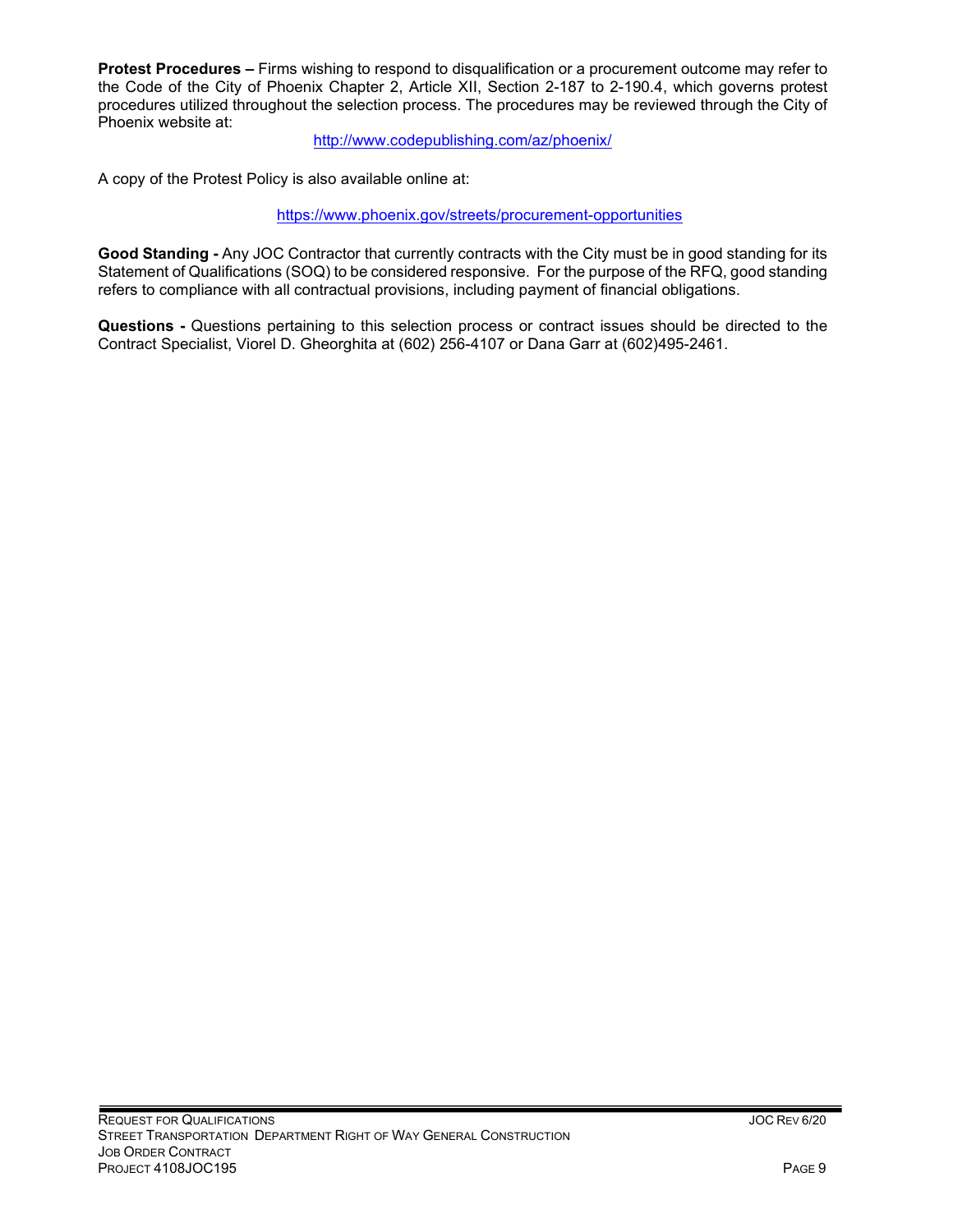**Protest Procedures –** Firms wishing to respond to disqualification or a procurement outcome may refer to the Code of the City of Phoenix Chapter 2, Article XII, Section 2-187 to 2-190.4, which governs protest procedures utilized throughout the selection process. The procedures may be reviewed through the City of Phoenix website at:

http://www.codepublishing.com/az/phoenix/

A copy of the Protest Policy is also available online at:

https://www.phoenix.gov/streets/procurement-opportunities

**Good Standing -** Any JOC Contractor that currently contracts with the City must be in good standing for its Statement of Qualifications (SOQ) to be considered responsive. For the purpose of the RFQ, good standing refers to compliance with all contractual provisions, including payment of financial obligations.

**Questions -** Questions pertaining to this selection process or contract issues should be directed to the Contract Specialist, Viorel D. Gheorghita at (602) 256-4107 or Dana Garr at (602)495-2461.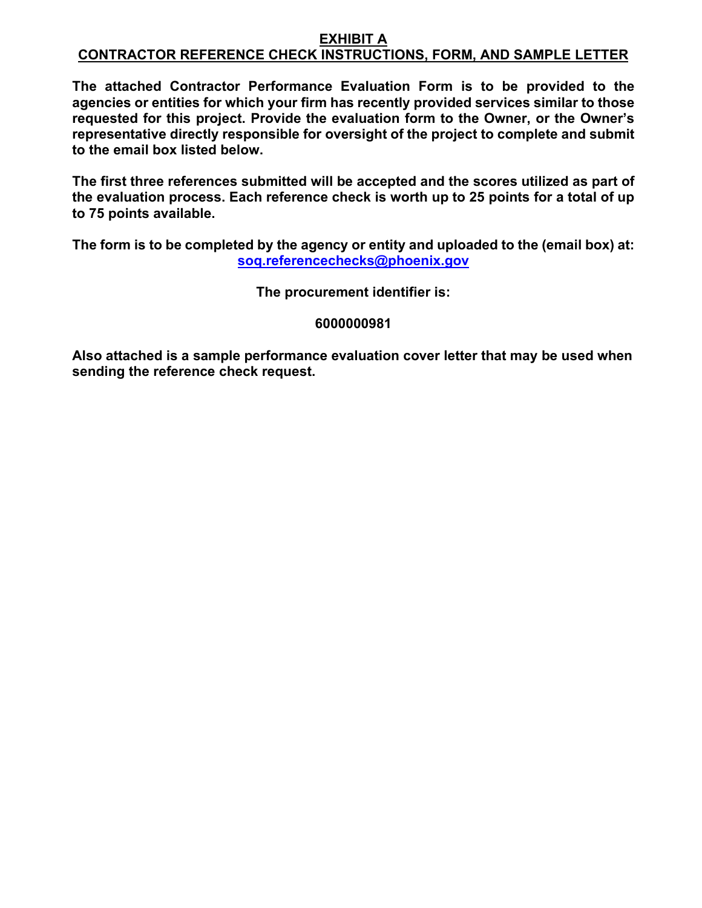# EXHIBIT A
## CONTRACTOR REFERENCE CHECK INSTRUCTIONS, FORM, AND SAMPLE LETTER

**The attached Contractor Performance Evaluation Form is to be provided to the agencies or entities for which your firm has recently provided services similar to those requested for this project. Provide the evaluation form to the Owner, or the Owner's representative directly responsible for oversight of the project to complete and submit to the email box listed below.**

**The first three references submitted will be accepted and the scores utilized as part of the evaluation process. Each reference check is worth up to 25 points for a total of up to 75 points available.**

**The form is to be completed by the agency or entity and uploaded to the (email box) at: soq.referencechecks@phoenix.gov**

**The procurement identifier is:**

**6000000981**

**Also attached is a sample performance evaluation cover letter that may be used when sending the reference check request.**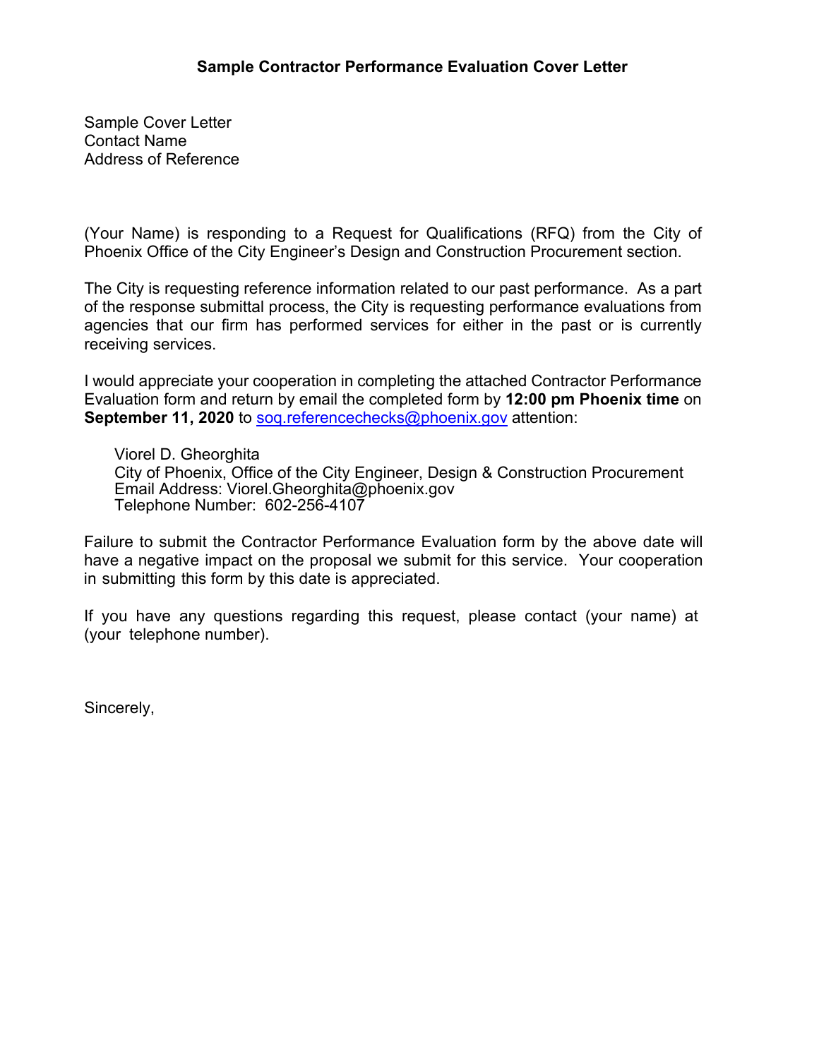## Sample Contractor Performance Evaluation Cover Letter

Sample Cover Letter
Contact Name
Address of Reference

(Your Name) is responding to a Request for Qualifications (RFQ) from the City of Phoenix Office of the City Engineer's Design and Construction Procurement section.

The City is requesting reference information related to our past performance. As a part of the response submittal process, the City is requesting performance evaluations from agencies that our firm has performed services for either in the past or is currently receiving services.

I would appreciate your cooperation in completing the attached Contractor Performance Evaluation form and return by email the completed form by **12:00 pm Phoenix time** on **September 11, 2020** to soq.referencechecks@phoenix.gov attention:

> Viorel D. Gheorghita
> City of Phoenix, Office of the City Engineer, Design & Construction Procurement
> Email Address: Viorel.Gheorghita@phoenix.gov
> Telephone Number: 602-256-4107

Failure to submit the Contractor Performance Evaluation form by the above date will have a negative impact on the proposal we submit for this service. Your cooperation in submitting this form by this date is appreciated.

If you have any questions regarding this request, please contact (your name) at (your telephone number).

Sincerely,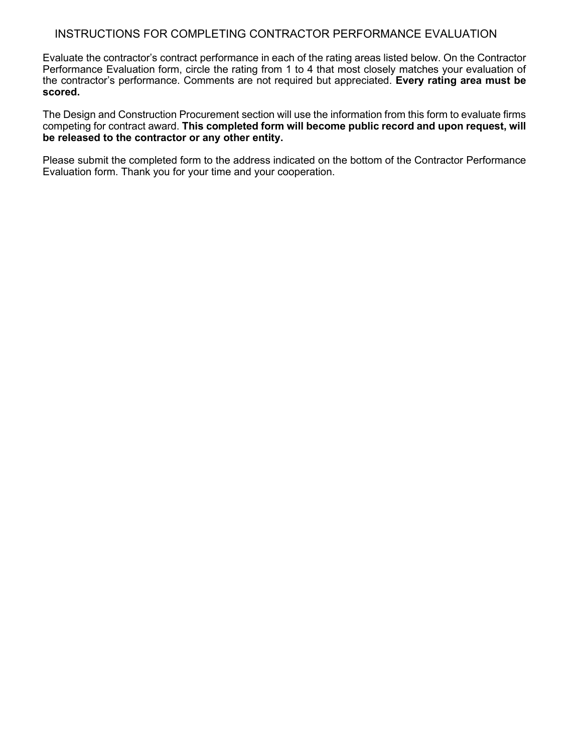# INSTRUCTIONS FOR COMPLETING CONTRACTOR PERFORMANCE EVALUATION

Evaluate the contractor's contract performance in each of the rating areas listed below. On the Contractor Performance Evaluation form, circle the rating from 1 to 4 that most closely matches your evaluation of the contractor's performance. Comments are not required but appreciated. **Every rating area must be scored.**

The Design and Construction Procurement section will use the information from this form to evaluate firms competing for contract award. **This completed form will become public record and upon request, will be released to the contractor or any other entity.**

Please submit the completed form to the address indicated on the bottom of the Contractor Performance Evaluation form. Thank you for your time and your cooperation.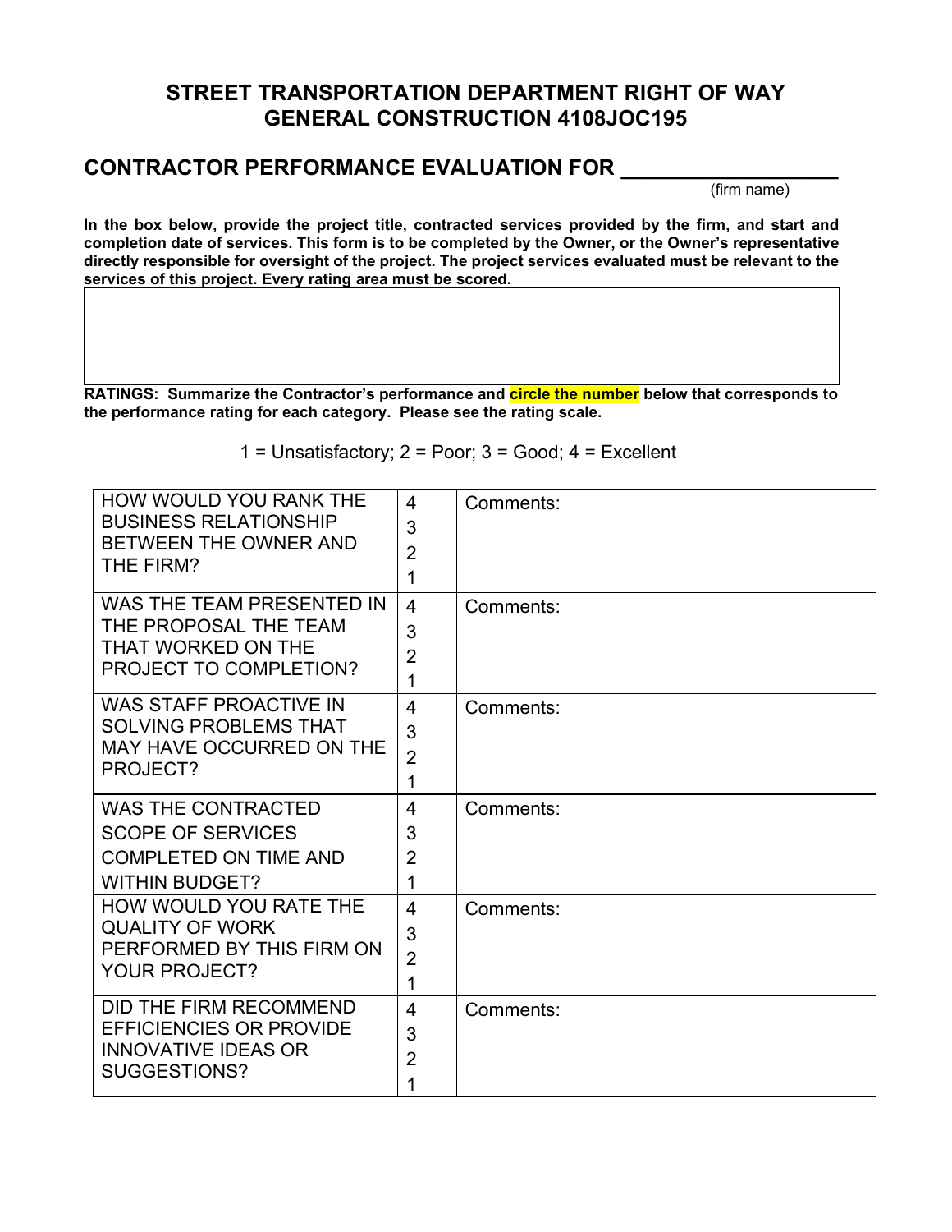# STREET TRANSPORTATION DEPARTMENT RIGHT OF WAY GENERAL CONSTRUCTION 4108JOC195

## CONTRACTOR PERFORMANCE EVALUATION FOR ___________________

(firm name)

**In the box below, provide the project title, contracted services provided by the firm, and start and completion date of services. This form is to be completed by the Owner, or the Owner's representative directly responsible for oversight of the project. The project services evaluated must be relevant to the services of this project. Every rating area must be scored.**

| |
|---|
| |

**RATINGS: Summarize the Contractor's performance and circle the number below that corresponds to the performance rating for each category. Please see the rating scale.**

1 = Unsatisfactory; 2 = Poor; 3 = Good; 4 = Excellent

| Question | Rating | Comments |
|---|---|---|
| HOW WOULD YOU RANK THE BUSINESS RELATIONSHIP BETWEEN THE OWNER AND THE FIRM? | 4 3 2 1 | Comments: |
| WAS THE TEAM PRESENTED IN THE PROPOSAL THE TEAM THAT WORKED ON THE PROJECT TO COMPLETION? | 4 3 2 1 | Comments: |
| WAS STAFF PROACTIVE IN SOLVING PROBLEMS THAT MAY HAVE OCCURRED ON THE PROJECT? | 4 3 2 1 | Comments: |
| WAS THE CONTRACTED SCOPE OF SERVICES COMPLETED ON TIME AND WITHIN BUDGET? | 4 3 2 1 | Comments: |
| HOW WOULD YOU RATE THE QUALITY OF WORK PERFORMED BY THIS FIRM ON YOUR PROJECT? | 4 3 2 1 | Comments: |
| DID THE FIRM RECOMMEND EFFICIENCIES OR PROVIDE INNOVATIVE IDEAS OR SUGGESTIONS? | 4 3 2 1 | Comments: |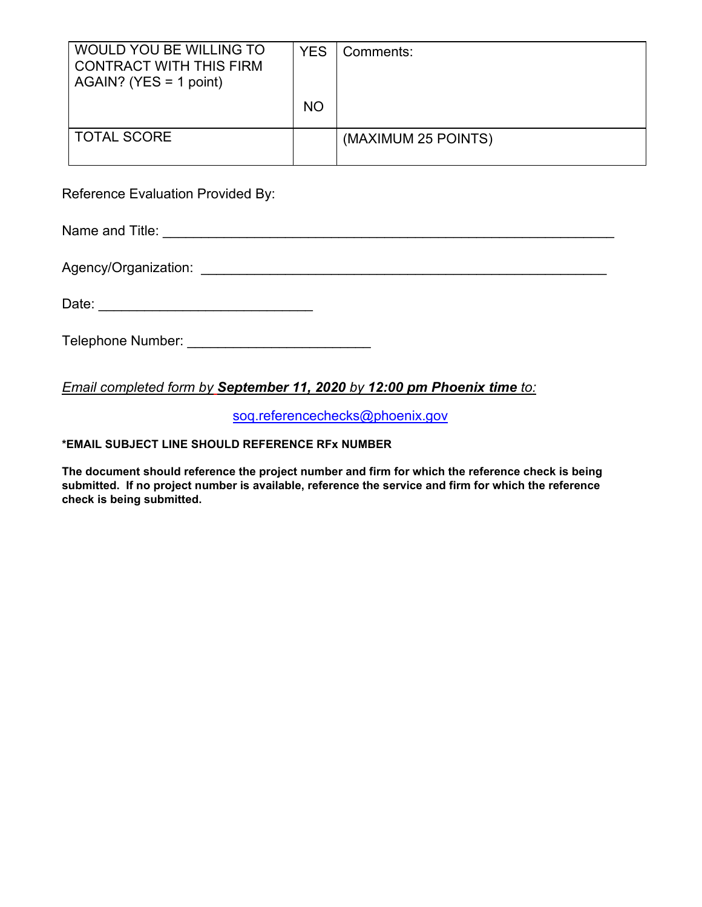| WOULD YOU BE WILLING TO CONTRACT WITH THIS FIRM AGAIN? (YES = 1 point) | YES<br><br>NO | Comments: |
|---|---|---|
| TOTAL SCORE | | (MAXIMUM 25 POINTS) |

Reference Evaluation Provided By:

Name and Title: ____________________________________________________________

Agency/Organization: _______________________________________________________

Date: ____________________________

Telephone Number: ________________________

*Email completed form by **September 11, 2020** by **12:00 pm Phoenix time** to:*

soq.referencechecks@phoenix.gov

**\*EMAIL SUBJECT LINE SHOULD REFERENCE RFx NUMBER**

**The document should reference the project number and firm for which the reference check is being submitted. If no project number is available, reference the service and firm for which the reference check is being submitted.**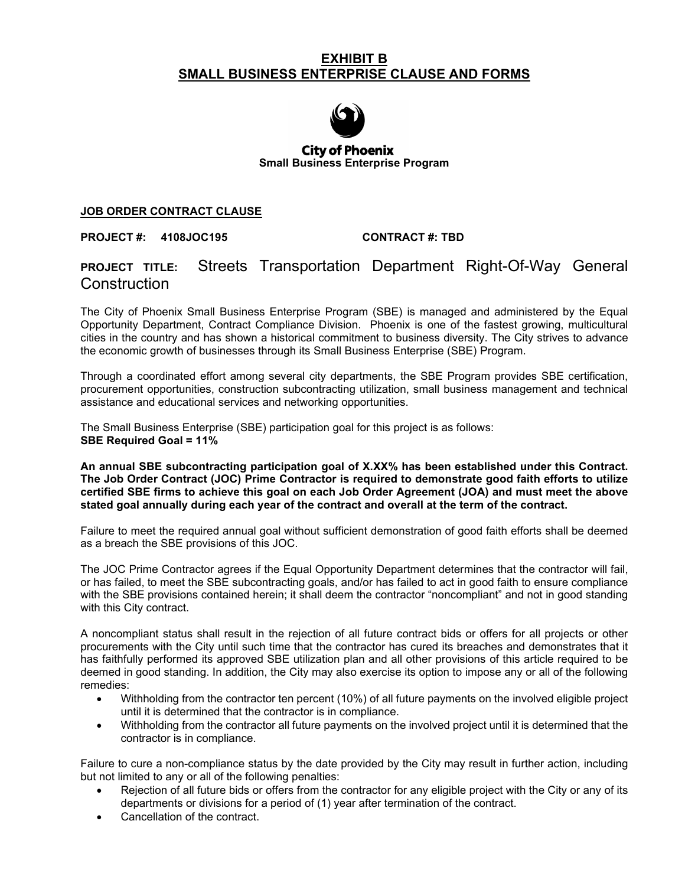# EXHIBIT B
# SMALL BUSINESS ENTERPRISE CLAUSE AND FORMS

**City of Phoenix**
**Small Business Enterprise Program**

**JOB ORDER CONTRACT CLAUSE**

**PROJECT #: 4108JOC195** **CONTRACT #: TBD**

**PROJECT TITLE:** Streets Transportation Department Right-Of-Way General Construction

The City of Phoenix Small Business Enterprise Program (SBE) is managed and administered by the Equal Opportunity Department, Contract Compliance Division. Phoenix is one of the fastest growing, multicultural cities in the country and has shown a historical commitment to business diversity. The City strives to advance the economic growth of businesses through its Small Business Enterprise (SBE) Program.

Through a coordinated effort among several city departments, the SBE Program provides SBE certification, procurement opportunities, construction subcontracting utilization, small business management and technical assistance and educational services and networking opportunities.

The Small Business Enterprise (SBE) participation goal for this project is as follows:
**SBE Required Goal = 11%**

**An annual SBE subcontracting participation goal of X.XX% has been established under this Contract. The Job Order Contract (JOC) Prime Contractor is required to demonstrate good faith efforts to utilize certified SBE firms to achieve this goal on each Job Order Agreement (JOA) and must meet the above stated goal annually during each year of the contract and overall at the term of the contract.**

Failure to meet the required annual goal without sufficient demonstration of good faith efforts shall be deemed as a breach the SBE provisions of this JOC.

The JOC Prime Contractor agrees if the Equal Opportunity Department determines that the contractor will fail, or has failed, to meet the SBE subcontracting goals, and/or has failed to act in good faith to ensure compliance with the SBE provisions contained herein; it shall deem the contractor "noncompliant" and not in good standing with this City contract.

A noncompliant status shall result in the rejection of all future contract bids or offers for all projects or other procurements with the City until such time that the contractor has cured its breaches and demonstrates that it has faithfully performed its approved SBE utilization plan and all other provisions of this article required to be deemed in good standing. In addition, the City may also exercise its option to impose any or all of the following remedies:

- Withholding from the contractor ten percent (10%) of all future payments on the involved eligible project until it is determined that the contractor is in compliance.
- Withholding from the contractor all future payments on the involved project until it is determined that the contractor is in compliance.

Failure to cure a non-compliance status by the date provided by the City may result in further action, including but not limited to any or all of the following penalties:

- Rejection of all future bids or offers from the contractor for any eligible project with the City or any of its departments or divisions for a period of (1) year after termination of the contract.
- Cancellation of the contract.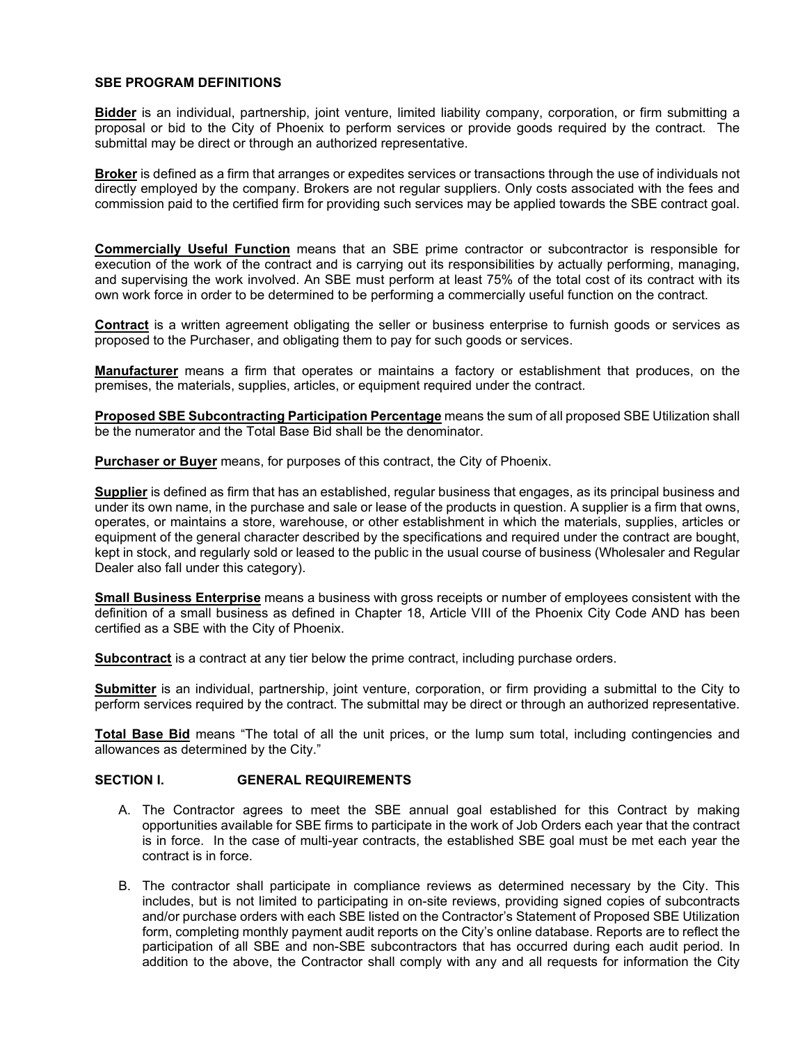## SBE PROGRAM DEFINITIONS

**Bidder** is an individual, partnership, joint venture, limited liability company, corporation, or firm submitting a proposal or bid to the City of Phoenix to perform services or provide goods required by the contract. The submittal may be direct or through an authorized representative.

**Broker** is defined as a firm that arranges or expedites services or transactions through the use of individuals not directly employed by the company. Brokers are not regular suppliers. Only costs associated with the fees and commission paid to the certified firm for providing such services may be applied towards the SBE contract goal.

**Commercially Useful Function** means that an SBE prime contractor or subcontractor is responsible for execution of the work of the contract and is carrying out its responsibilities by actually performing, managing, and supervising the work involved. An SBE must perform at least 75% of the total cost of its contract with its own work force in order to be determined to be performing a commercially useful function on the contract.

**Contract** is a written agreement obligating the seller or business enterprise to furnish goods or services as proposed to the Purchaser, and obligating them to pay for such goods or services.

**Manufacturer** means a firm that operates or maintains a factory or establishment that produces, on the premises, the materials, supplies, articles, or equipment required under the contract.

**Proposed SBE Subcontracting Participation Percentage** means the sum of all proposed SBE Utilization shall be the numerator and the Total Base Bid shall be the denominator.

**Purchaser or Buyer** means, for purposes of this contract, the City of Phoenix.

**Supplier** is defined as firm that has an established, regular business that engages, as its principal business and under its own name, in the purchase and sale or lease of the products in question. A supplier is a firm that owns, operates, or maintains a store, warehouse, or other establishment in which the materials, supplies, articles or equipment of the general character described by the specifications and required under the contract are bought, kept in stock, and regularly sold or leased to the public in the usual course of business (Wholesaler and Regular Dealer also fall under this category).

**Small Business Enterprise** means a business with gross receipts or number of employees consistent with the definition of a small business as defined in Chapter 18, Article VIII of the Phoenix City Code AND has been certified as a SBE with the City of Phoenix.

**Subcontract** is a contract at any tier below the prime contract, including purchase orders.

**Submitter** is an individual, partnership, joint venture, corporation, or firm providing a submittal to the City to perform services required by the contract. The submittal may be direct or through an authorized representative.

**Total Base Bid** means "The total of all the unit prices, or the lump sum total, including contingencies and allowances as determined by the City."

## SECTION I. GENERAL REQUIREMENTS

A. The Contractor agrees to meet the SBE annual goal established for this Contract by making opportunities available for SBE firms to participate in the work of Job Orders each year that the contract is in force. In the case of multi-year contracts, the established SBE goal must be met each year the contract is in force.

B. The contractor shall participate in compliance reviews as determined necessary by the City. This includes, but is not limited to participating in on-site reviews, providing signed copies of subcontracts and/or purchase orders with each SBE listed on the Contractor's Statement of Proposed SBE Utilization form, completing monthly payment audit reports on the City's online database. Reports are to reflect the participation of all SBE and non-SBE subcontractors that has occurred during each audit period. In addition to the above, the Contractor shall comply with any and all requests for information the City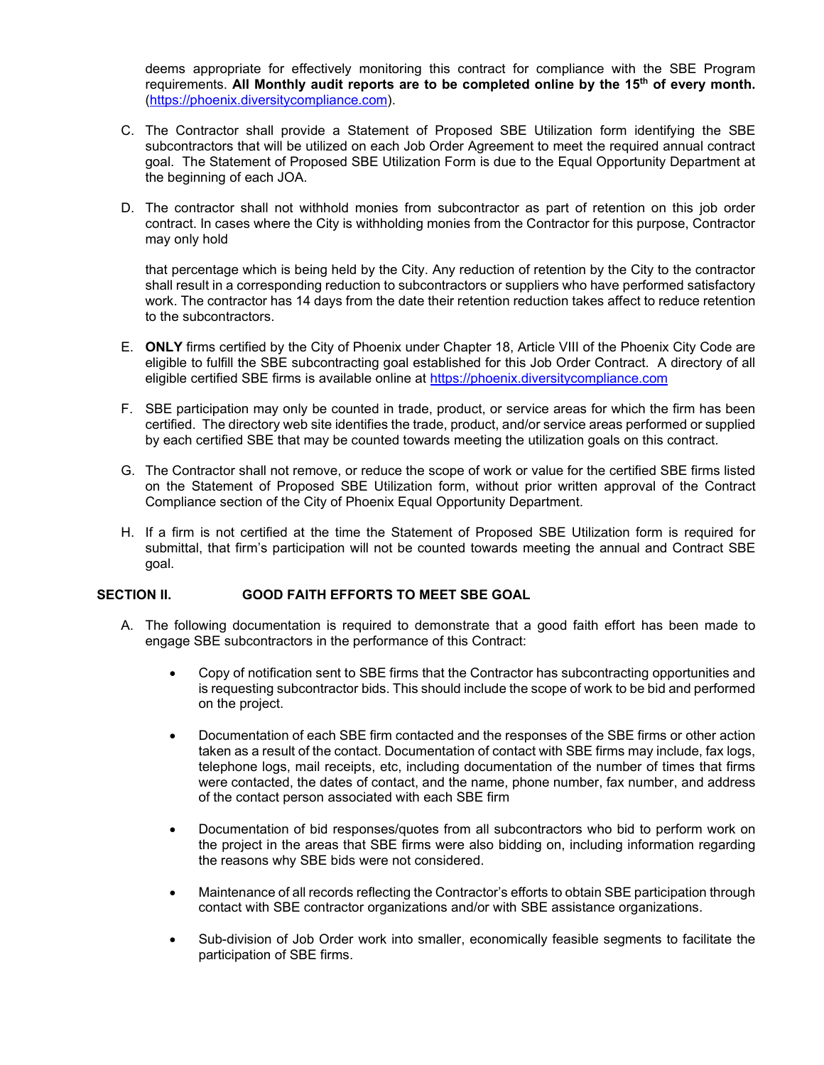deems appropriate for effectively monitoring this contract for compliance with the SBE Program requirements. **All Monthly audit reports are to be completed online by the 15th of every month.** (https://phoenix.diversitycompliance.com).

C. The Contractor shall provide a Statement of Proposed SBE Utilization form identifying the SBE subcontractors that will be utilized on each Job Order Agreement to meet the required annual contract goal. The Statement of Proposed SBE Utilization Form is due to the Equal Opportunity Department at the beginning of each JOA.

D. The contractor shall not withhold monies from subcontractor as part of retention on this job order contract. In cases where the City is withholding monies from the Contractor for this purpose, Contractor may only hold

that percentage which is being held by the City. Any reduction of retention by the City to the contractor shall result in a corresponding reduction to subcontractors or suppliers who have performed satisfactory work. The contractor has 14 days from the date their retention reduction takes affect to reduce retention to the subcontractors.

E. **ONLY** firms certified by the City of Phoenix under Chapter 18, Article VIII of the Phoenix City Code are eligible to fulfill the SBE subcontracting goal established for this Job Order Contract. A directory of all eligible certified SBE firms is available online at https://phoenix.diversitycompliance.com

F. SBE participation may only be counted in trade, product, or service areas for which the firm has been certified. The directory web site identifies the trade, product, and/or service areas performed or supplied by each certified SBE that may be counted towards meeting the utilization goals on this contract.

G. The Contractor shall not remove, or reduce the scope of work or value for the certified SBE firms listed on the Statement of Proposed SBE Utilization form, without prior written approval of the Contract Compliance section of the City of Phoenix Equal Opportunity Department.

H. If a firm is not certified at the time the Statement of Proposed SBE Utilization form is required for submittal, that firm's participation will not be counted towards meeting the annual and Contract SBE goal.

## SECTION II. GOOD FAITH EFFORTS TO MEET SBE GOAL

A. The following documentation is required to demonstrate that a good faith effort has been made to engage SBE subcontractors in the performance of this Contract:

- Copy of notification sent to SBE firms that the Contractor has subcontracting opportunities and is requesting subcontractor bids. This should include the scope of work to be bid and performed on the project.

- Documentation of each SBE firm contacted and the responses of the SBE firms or other action taken as a result of the contact. Documentation of contact with SBE firms may include, fax logs, telephone logs, mail receipts, etc, including documentation of the number of times that firms were contacted, the dates of contact, and the name, phone number, fax number, and address of the contact person associated with each SBE firm

- Documentation of bid responses/quotes from all subcontractors who bid to perform work on the project in the areas that SBE firms were also bidding on, including information regarding the reasons why SBE bids were not considered.

- Maintenance of all records reflecting the Contractor's efforts to obtain SBE participation through contact with SBE contractor organizations and/or with SBE assistance organizations.

- Sub-division of Job Order work into smaller, economically feasible segments to facilitate the participation of SBE firms.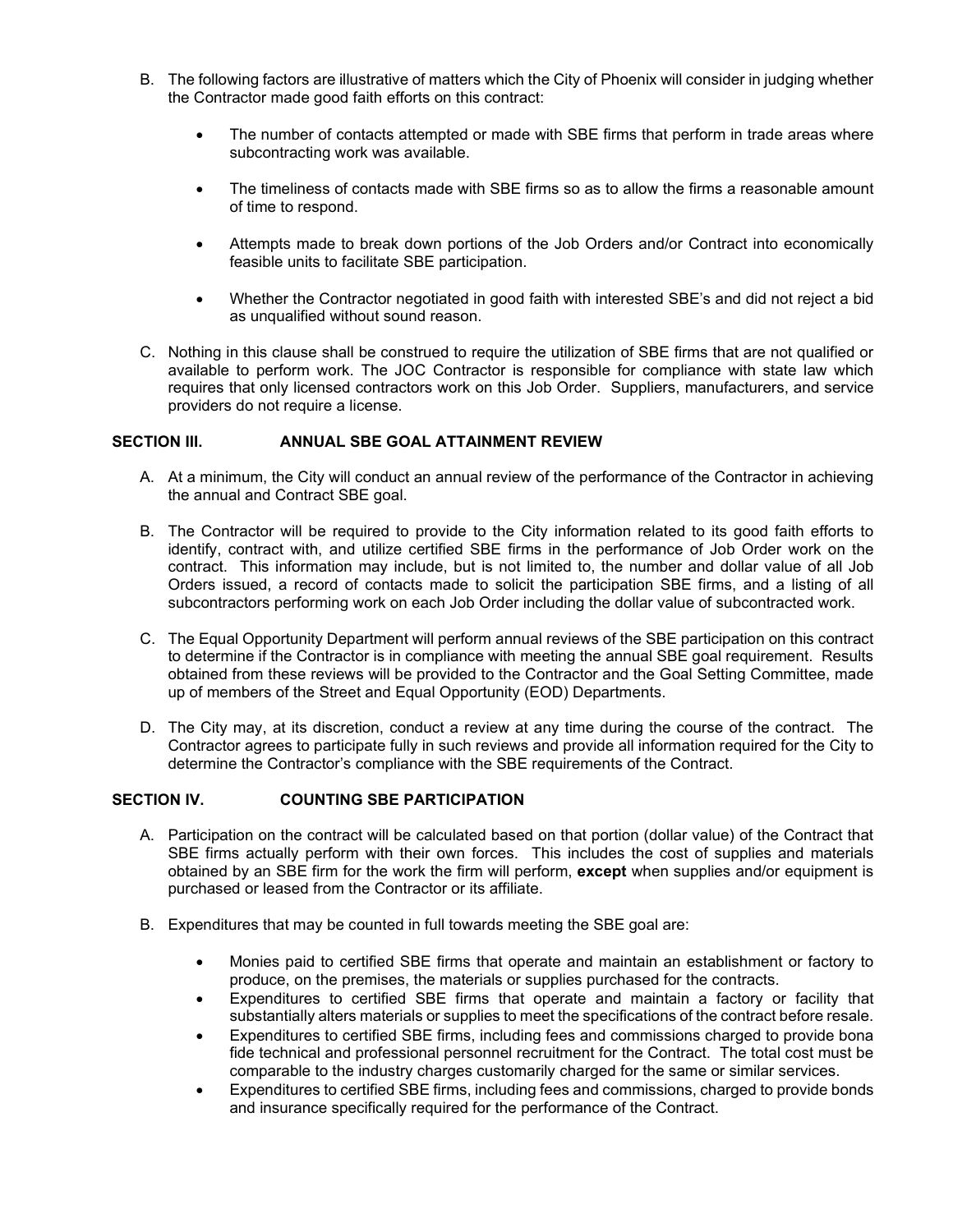B. The following factors are illustrative of matters which the City of Phoenix will consider in judging whether the Contractor made good faith efforts on this contract:

   - The number of contacts attempted or made with SBE firms that perform in trade areas where subcontracting work was available.

   - The timeliness of contacts made with SBE firms so as to allow the firms a reasonable amount of time to respond.

   - Attempts made to break down portions of the Job Orders and/or Contract into economically feasible units to facilitate SBE participation.

   - Whether the Contractor negotiated in good faith with interested SBE's and did not reject a bid as unqualified without sound reason.

C. Nothing in this clause shall be construed to require the utilization of SBE firms that are not qualified or available to perform work. The JOC Contractor is responsible for compliance with state law which requires that only licensed contractors work on this Job Order. Suppliers, manufacturers, and service providers do not require a license.

## SECTION III. ANNUAL SBE GOAL ATTAINMENT REVIEW

A. At a minimum, the City will conduct an annual review of the performance of the Contractor in achieving the annual and Contract SBE goal.

B. The Contractor will be required to provide to the City information related to its good faith efforts to identify, contract with, and utilize certified SBE firms in the performance of Job Order work on the contract. This information may include, but is not limited to, the number and dollar value of all Job Orders issued, a record of contacts made to solicit the participation SBE firms, and a listing of all subcontractors performing work on each Job Order including the dollar value of subcontracted work.

C. The Equal Opportunity Department will perform annual reviews of the SBE participation on this contract to determine if the Contractor is in compliance with meeting the annual SBE goal requirement. Results obtained from these reviews will be provided to the Contractor and the Goal Setting Committee, made up of members of the Street and Equal Opportunity (EOD) Departments.

D. The City may, at its discretion, conduct a review at any time during the course of the contract. The Contractor agrees to participate fully in such reviews and provide all information required for the City to determine the Contractor's compliance with the SBE requirements of the Contract.

## SECTION IV. COUNTING SBE PARTICIPATION

A. Participation on the contract will be calculated based on that portion (dollar value) of the Contract that SBE firms actually perform with their own forces. This includes the cost of supplies and materials obtained by an SBE firm for the work the firm will perform, **except** when supplies and/or equipment is purchased or leased from the Contractor or its affiliate.

B. Expenditures that may be counted in full towards meeting the SBE goal are:

   - Monies paid to certified SBE firms that operate and maintain an establishment or factory to produce, on the premises, the materials or supplies purchased for the contracts.
   - Expenditures to certified SBE firms that operate and maintain a factory or facility that substantially alters materials or supplies to meet the specifications of the contract before resale.
   - Expenditures to certified SBE firms, including fees and commissions charged to provide bona fide technical and professional personnel recruitment for the Contract. The total cost must be comparable to the industry charges customarily charged for the same or similar services.
   - Expenditures to certified SBE firms, including fees and commissions, charged to provide bonds and insurance specifically required for the performance of the Contract.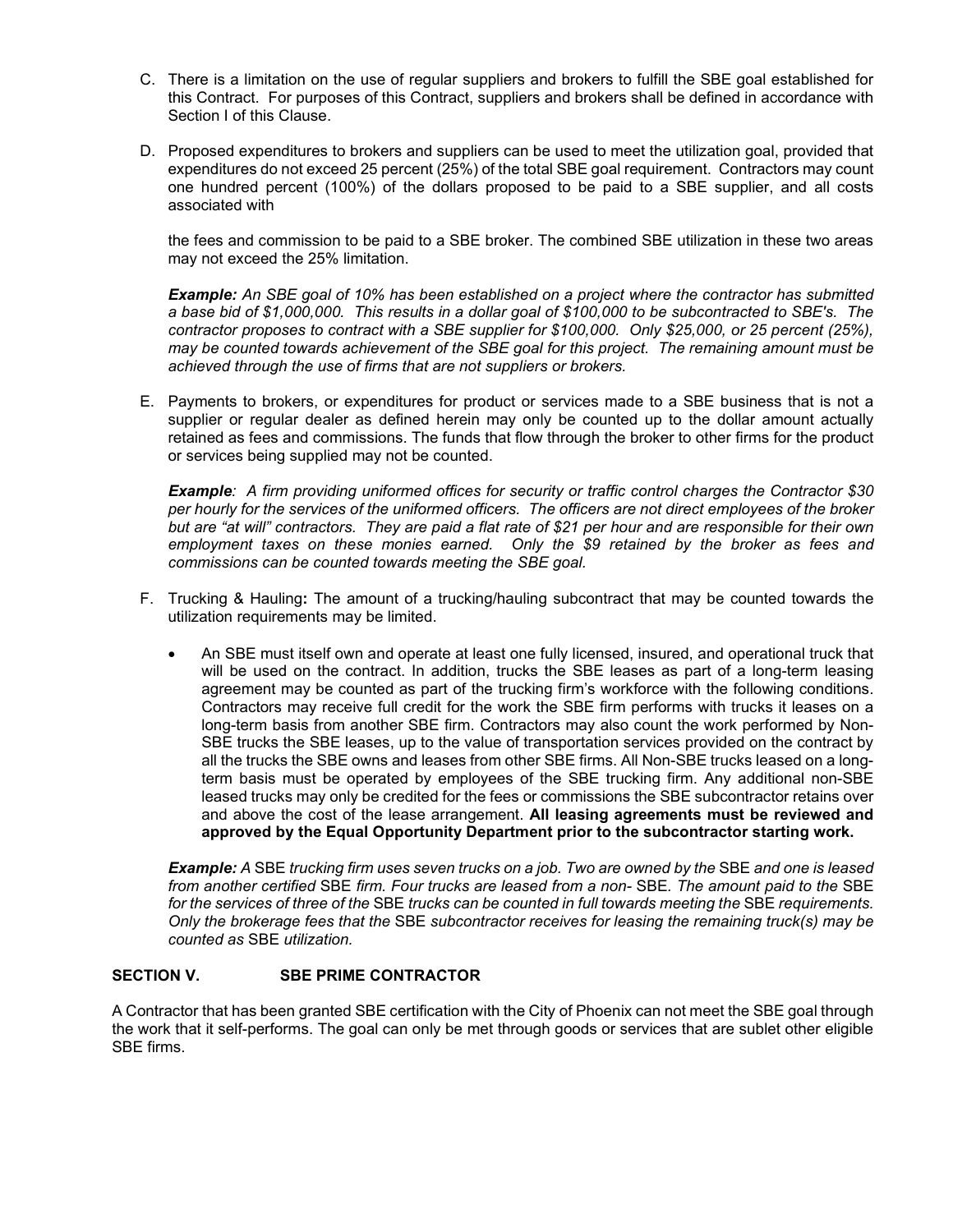C. There is a limitation on the use of regular suppliers and brokers to fulfill the SBE goal established for this Contract. For purposes of this Contract, suppliers and brokers shall be defined in accordance with Section I of this Clause.

D. Proposed expenditures to brokers and suppliers can be used to meet the utilization goal, provided that expenditures do not exceed 25 percent (25%) of the total SBE goal requirement. Contractors may count one hundred percent (100%) of the dollars proposed to be paid to a SBE supplier, and all costs associated with

the fees and commission to be paid to a SBE broker. The combined SBE utilization in these two areas may not exceed the 25% limitation.

***Example:*** *An SBE goal of 10% has been established on a project where the contractor has submitted a base bid of $1,000,000. This results in a dollar goal of $100,000 to be subcontracted to SBE's. The contractor proposes to contract with a SBE supplier for $100,000. Only $25,000, or 25 percent (25%), may be counted towards achievement of the SBE goal for this project. The remaining amount must be achieved through the use of firms that are not suppliers or brokers.*

E. Payments to brokers, or expenditures for product or services made to a SBE business that is not a supplier or regular dealer as defined herein may only be counted up to the dollar amount actually retained as fees and commissions. The funds that flow through the broker to other firms for the product or services being supplied may not be counted.

***Example****: A firm providing uniformed offices for security or traffic control charges the Contractor $30 per hourly for the services of the uniformed officers. The officers are not direct employees of the broker but are "at will" contractors. They are paid a flat rate of $21 per hour and are responsible for their own employment taxes on these monies earned. Only the $9 retained by the broker as fees and commissions can be counted towards meeting the SBE goal.*

F. Trucking & Hauling**:** The amount of a trucking/hauling subcontract that may be counted towards the utilization requirements may be limited.

- An SBE must itself own and operate at least one fully licensed, insured, and operational truck that will be used on the contract. In addition, trucks the SBE leases as part of a long-term leasing agreement may be counted as part of the trucking firm's workforce with the following conditions. Contractors may receive full credit for the work the SBE firm performs with trucks it leases on a long-term basis from another SBE firm. Contractors may also count the work performed by Non-SBE trucks the SBE leases, up to the value of transportation services provided on the contract by all the trucks the SBE owns and leases from other SBE firms. All Non-SBE trucks leased on a long-term basis must be operated by employees of the SBE trucking firm. Any additional non-SBE leased trucks may only be credited for the fees or commissions the SBE subcontractor retains over and above the cost of the lease arrangement. **All leasing agreements must be reviewed and approved by the Equal Opportunity Department prior to the subcontractor starting work.**

***Example:*** *A* SBE *trucking firm uses seven trucks on a job. Two are owned by the* SBE *and one is leased from another certified* SBE *firm. Four trucks are leased from a non-* SBE*. The amount paid to the* SBE *for the services of three of the* SBE *trucks can be counted in full towards meeting the* SBE *requirements. Only the brokerage fees that the* SBE *subcontractor receives for leasing the remaining truck(s) may be counted as* SBE *utilization.*

## SECTION V. SBE PRIME CONTRACTOR

A Contractor that has been granted SBE certification with the City of Phoenix can not meet the SBE goal through the work that it self-performs. The goal can only be met through goods or services that are sublet other eligible SBE firms.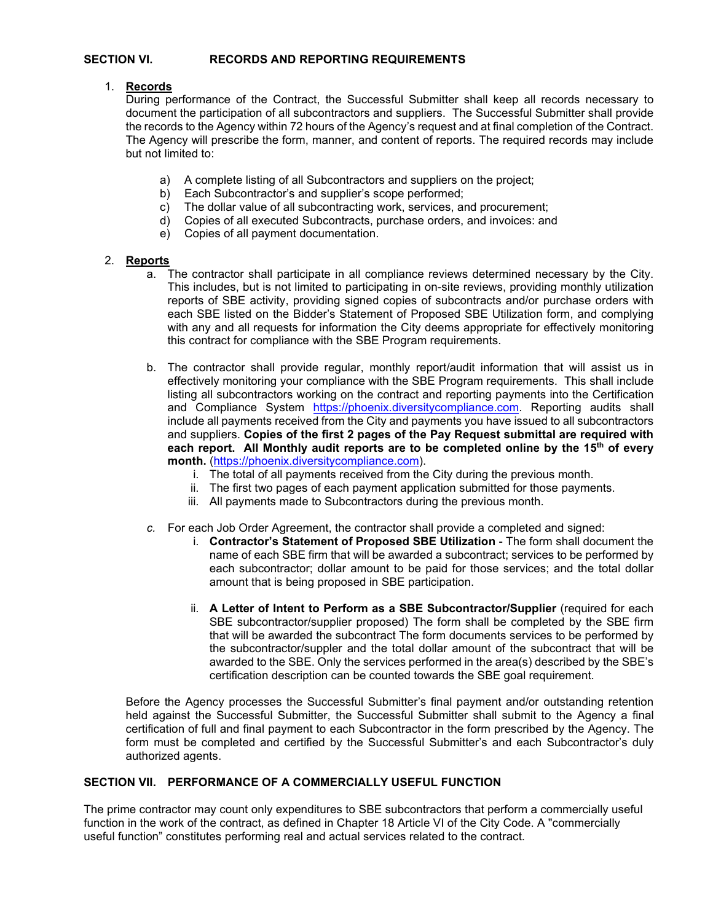## SECTION VI. RECORDS AND REPORTING REQUIREMENTS

1. **Records**

   During performance of the Contract, the Successful Submitter shall keep all records necessary to document the participation of all subcontractors and suppliers. The Successful Submitter shall provide the records to the Agency within 72 hours of the Agency's request and at final completion of the Contract. The Agency will prescribe the form, manner, and content of reports. The required records may include but not limited to:

   a) A complete listing of all Subcontractors and suppliers on the project;
   b) Each Subcontractor's and supplier's scope performed;
   c) The dollar value of all subcontracting work, services, and procurement;
   d) Copies of all executed Subcontracts, purchase orders, and invoices: and
   e) Copies of all payment documentation.

2. **Reports**

   a. The contractor shall participate in all compliance reviews determined necessary by the City. This includes, but is not limited to participating in on-site reviews, providing monthly utilization reports of SBE activity, providing signed copies of subcontracts and/or purchase orders with each SBE listed on the Bidder's Statement of Proposed SBE Utilization form, and complying with any and all requests for information the City deems appropriate for effectively monitoring this contract for compliance with the SBE Program requirements.

   b. The contractor shall provide regular, monthly report/audit information that will assist us in effectively monitoring your compliance with the SBE Program requirements. This shall include listing all subcontractors working on the contract and reporting payments into the Certification and Compliance System https://phoenix.diversitycompliance.com. Reporting audits shall include all payments received from the City and payments you have issued to all subcontractors and suppliers. **Copies of the first 2 pages of the Pay Request submittal are required with each report. All Monthly audit reports are to be completed online by the 15th of every month.** (https://phoenix.diversitycompliance.com).
      i. The total of all payments received from the City during the previous month.
      ii. The first two pages of each payment application submitted for those payments.
      iii. All payments made to Subcontractors during the previous month.

   *c.* For each Job Order Agreement, the contractor shall provide a completed and signed:
      i. **Contractor's Statement of Proposed SBE Utilization** - The form shall document the name of each SBE firm that will be awarded a subcontract; services to be performed by each subcontractor; dollar amount to be paid for those services; and the total dollar amount that is being proposed in SBE participation.

      ii. **A Letter of Intent to Perform as a SBE Subcontractor/Supplier** (required for each SBE subcontractor/supplier proposed) The form shall be completed by the SBE firm that will be awarded the subcontract The form documents services to be performed by the subcontractor/suppler and the total dollar amount of the subcontract that will be awarded to the SBE. Only the services performed in the area(s) described by the SBE's certification description can be counted towards the SBE goal requirement.

   Before the Agency processes the Successful Submitter's final payment and/or outstanding retention held against the Successful Submitter, the Successful Submitter shall submit to the Agency a final certification of full and final payment to each Subcontractor in the form prescribed by the Agency. The form must be completed and certified by the Successful Submitter's and each Subcontractor's duly authorized agents.

## SECTION VII. PERFORMANCE OF A COMMERCIALLY USEFUL FUNCTION

The prime contractor may count only expenditures to SBE subcontractors that perform a commercially useful function in the work of the contract, as defined in Chapter 18 Article VI of the City Code. A "commercially useful function" constitutes performing real and actual services related to the contract.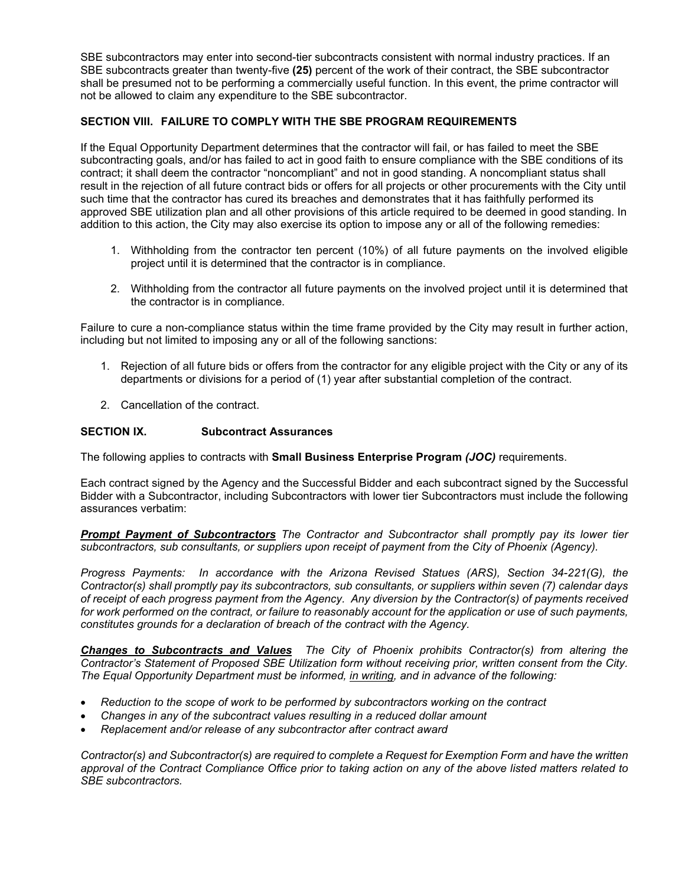SBE subcontractors may enter into second-tier subcontracts consistent with normal industry practices. If an SBE subcontracts greater than twenty-five **(25)** percent of the work of their contract, the SBE subcontractor shall be presumed not to be performing a commercially useful function. In this event, the prime contractor will not be allowed to claim any expenditure to the SBE subcontractor.

### SECTION VIII. FAILURE TO COMPLY WITH THE SBE PROGRAM REQUIREMENTS

If the Equal Opportunity Department determines that the contractor will fail, or has failed to meet the SBE subcontracting goals, and/or has failed to act in good faith to ensure compliance with the SBE conditions of its contract; it shall deem the contractor "noncompliant" and not in good standing. A noncompliant status shall result in the rejection of all future contract bids or offers for all projects or other procurements with the City until such time that the contractor has cured its breaches and demonstrates that it has faithfully performed its approved SBE utilization plan and all other provisions of this article required to be deemed in good standing. In addition to this action, the City may also exercise its option to impose any or all of the following remedies:

1. Withholding from the contractor ten percent (10%) of all future payments on the involved eligible project until it is determined that the contractor is in compliance.
2. Withholding from the contractor all future payments on the involved project until it is determined that the contractor is in compliance.

Failure to cure a non-compliance status within the time frame provided by the City may result in further action, including but not limited to imposing any or all of the following sanctions:

1. Rejection of all future bids or offers from the contractor for any eligible project with the City or any of its departments or divisions for a period of (1) year after substantial completion of the contract.
2. Cancellation of the contract.

### SECTION IX. Subcontract Assurances

The following applies to contracts with **Small Business Enterprise Program *(JOC)*** requirements.

Each contract signed by the Agency and the Successful Bidder and each subcontract signed by the Successful Bidder with a Subcontractor, including Subcontractors with lower tier Subcontractors must include the following assurances verbatim:

***Prompt Payment of Subcontractors*** *The Contractor and Subcontractor shall promptly pay its lower tier subcontractors, sub consultants, or suppliers upon receipt of payment from the City of Phoenix (Agency).*

*Progress Payments: In accordance with the Arizona Revised Statues (ARS), Section 34-221(G), the Contractor(s) shall promptly pay its subcontractors, sub consultants, or suppliers within seven (7) calendar days of receipt of each progress payment from the Agency. Any diversion by the Contractor(s) of payments received for work performed on the contract, or failure to reasonably account for the application or use of such payments, constitutes grounds for a declaration of breach of the contract with the Agency.*

***Changes to Subcontracts and Values*** *The City of Phoenix prohibits Contractor(s) from altering the Contractor's Statement of Proposed SBE Utilization form without receiving prior, written consent from the City. The Equal Opportunity Department must be informed, in writing, and in advance of the following:*

- *Reduction to the scope of work to be performed by subcontractors working on the contract*
- *Changes in any of the subcontract values resulting in a reduced dollar amount*
- *Replacement and/or release of any subcontractor after contract award*

*Contractor(s) and Subcontractor(s) are required to complete a Request for Exemption Form and have the written approval of the Contract Compliance Office prior to taking action on any of the above listed matters related to SBE subcontractors.*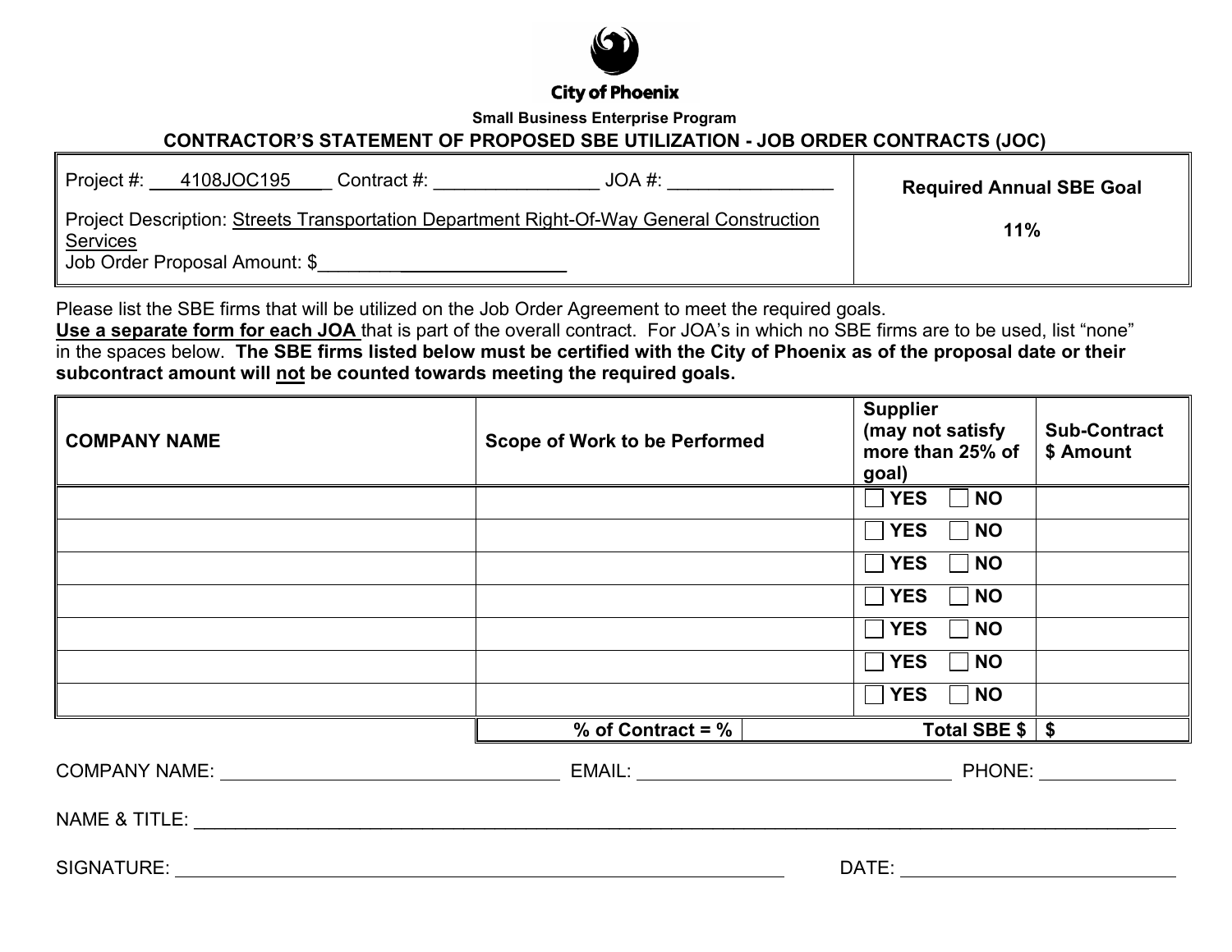City of Phoenix

Small Business Enterprise Program

## CONTRACTOR'S STATEMENT OF PROPOSED SBE UTILIZATION - JOB ORDER CONTRACTS (JOC)

| | |
|---|---|
| Project #: 4108JOC195 Contract #: ________________ JOA #: ________________<br>Project Description: Streets Transportation Department Right-Of-Way General Construction Services<br>Job Order Proposal Amount: $________________________ | **Required Annual SBE Goal**<br>**11%** |

Please list the SBE firms that will be utilized on the Job Order Agreement to meet the required goals.
**Use a separate form for each JOA** that is part of the overall contract. For JOA's in which no SBE firms are to be used, list "none" in the spaces below. **The SBE firms listed below must be certified with the City of Phoenix as of the proposal date or their subcontract amount will not be counted towards meeting the required goals.**

| COMPANY NAME | Scope of Work to be Performed | Supplier (may not satisfy more than 25% of goal) | Sub-Contract $ Amount |
|---|---|---|---|
| | | ☐ YES ☐ NO | |
| | | ☐ YES ☐ NO | |
| | | ☐ YES ☐ NO | |
| | | ☐ YES ☐ NO | |
| | | ☐ YES ☐ NO | |
| | | ☐ YES ☐ NO | |
| | | ☐ YES ☐ NO | |
| | **% of Contract = %** | **Total SBE $** | **$** |

COMPANY NAME: ________________________________ EMAIL: ________________________________ PHONE: _____________

NAME & TITLE: ____________________________________________________________________________________________

SIGNATURE: ____________________________________________________________ DATE: ___________________________